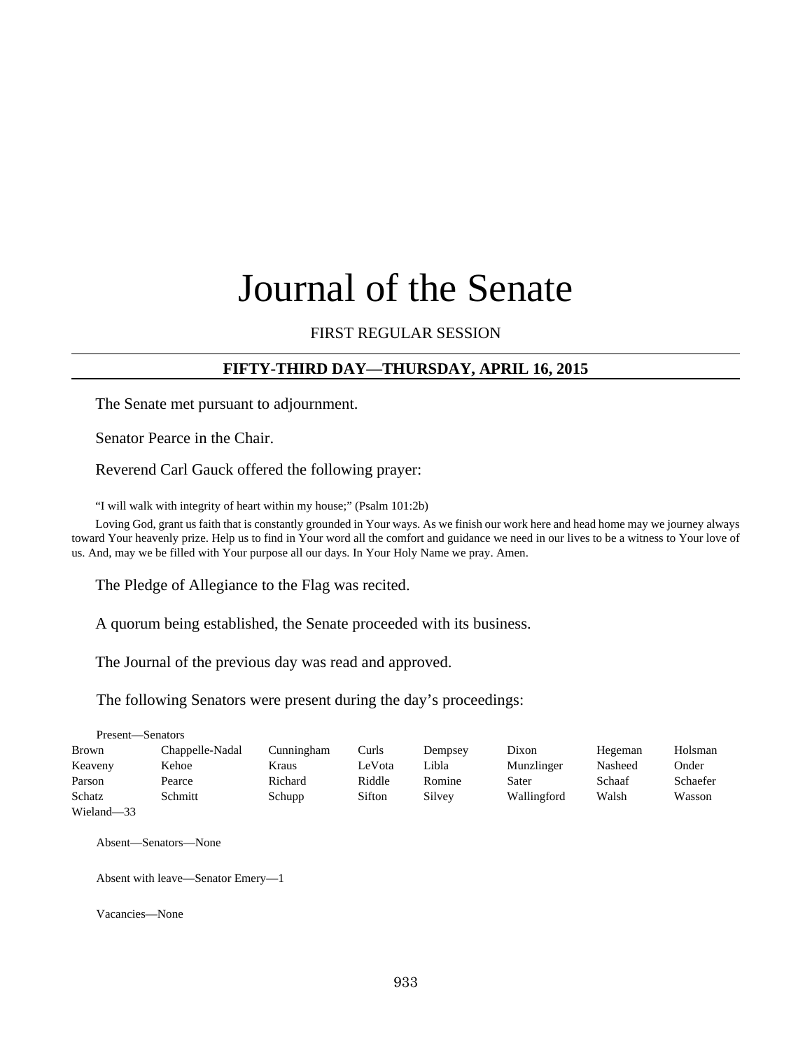# Journal of the Senate

FIRST REGULAR SESSION

## FIFTY-THIRD DAY—THURSDAY, APRIL 16, 2015

The Senate met pursuant to adjournment.

Senator Pearce in the Chair.

Reverend Carl Gauck offered the following prayer:

"I will walk with integrity of heart within my house;" (Psalm 101:2b)

Loving God, grant us faith that is constantly grounded in Your ways. As we finish our work here and head home may we journey always toward Your heavenly prize. Help us to find in Your word all the comfort and guidance we need in our lives to be a witness to Your love of us. And, may we be filled with Your purpose all our days. In Your Holy Name we pray. Amen.

The Pledge of Allegiance to the Flag was recited.

A quorum being established, the Senate proceeded with its business.

The Journal of the previous day was read and approved.

The following Senators were present during the day's proceedings:

Present—Senators

| | | | | | | | |
|---|---|---|---|---|---|---|---|
| Brown | Chappelle-Nadal | Cunningham | Curls | Dempsey | Dixon | Hegeman | Holsman |
| Keaveny | Kehoe | Kraus | LeVota | Libla | Munzlinger | Nasheed | Onder |
| Parson | Pearce | Richard | Riddle | Romine | Sater | Schaaf | Schaefer |
| Schatz | Schmitt | Schupp | Sifton | Silvey | Wallingford | Walsh | Wasson |
| Wieland—33 | | | | | | | |

Absent—Senators—None

Absent with leave—Senator Emery—1

Vacancies—None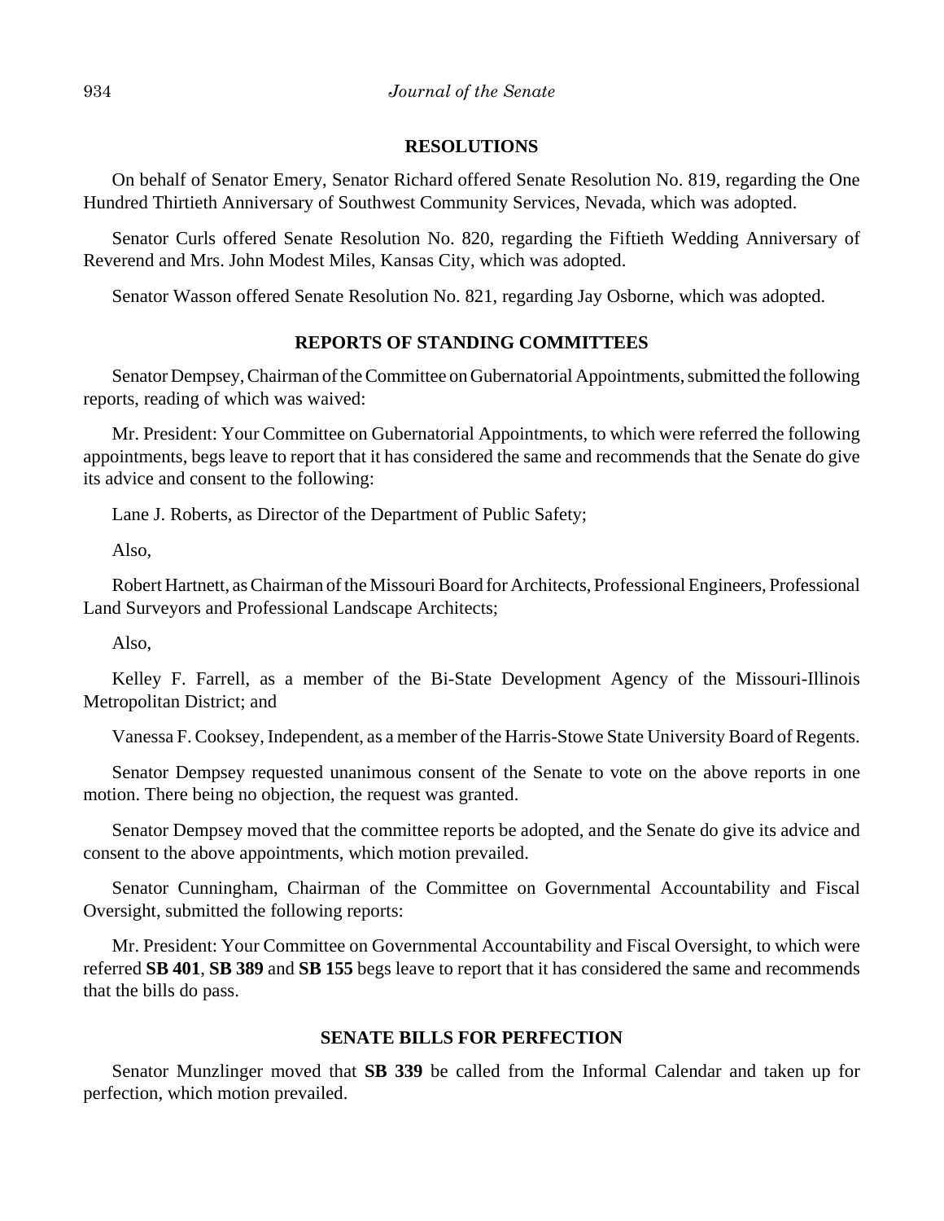## RESOLUTIONS

On behalf of Senator Emery, Senator Richard offered Senate Resolution No. 819, regarding the One Hundred Thirtieth Anniversary of Southwest Community Services, Nevada, which was adopted.

Senator Curls offered Senate Resolution No. 820, regarding the Fiftieth Wedding Anniversary of Reverend and Mrs. John Modest Miles, Kansas City, which was adopted.

Senator Wasson offered Senate Resolution No. 821, regarding Jay Osborne, which was adopted.

## REPORTS OF STANDING COMMITTEES

Senator Dempsey, Chairman of the Committee on Gubernatorial Appointments, submitted the following reports, reading of which was waived:

Mr. President: Your Committee on Gubernatorial Appointments, to which were referred the following appointments, begs leave to report that it has considered the same and recommends that the Senate do give its advice and consent to the following:

Lane J. Roberts, as Director of the Department of Public Safety;

Also,

Robert Hartnett, as Chairman of the Missouri Board for Architects, Professional Engineers, Professional Land Surveyors and Professional Landscape Architects;

Also,

Kelley F. Farrell, as a member of the Bi-State Development Agency of the Missouri-Illinois Metropolitan District; and

Vanessa F. Cooksey, Independent, as a member of the Harris-Stowe State University Board of Regents.

Senator Dempsey requested unanimous consent of the Senate to vote on the above reports in one motion. There being no objection, the request was granted.

Senator Dempsey moved that the committee reports be adopted, and the Senate do give its advice and consent to the above appointments, which motion prevailed.

Senator Cunningham, Chairman of the Committee on Governmental Accountability and Fiscal Oversight, submitted the following reports:

Mr. President: Your Committee on Governmental Accountability and Fiscal Oversight, to which were referred **SB 401**, **SB 389** and **SB 155** begs leave to report that it has considered the same and recommends that the bills do pass.

## SENATE BILLS FOR PERFECTION

Senator Munzlinger moved that **SB 339** be called from the Informal Calendar and taken up for perfection, which motion prevailed.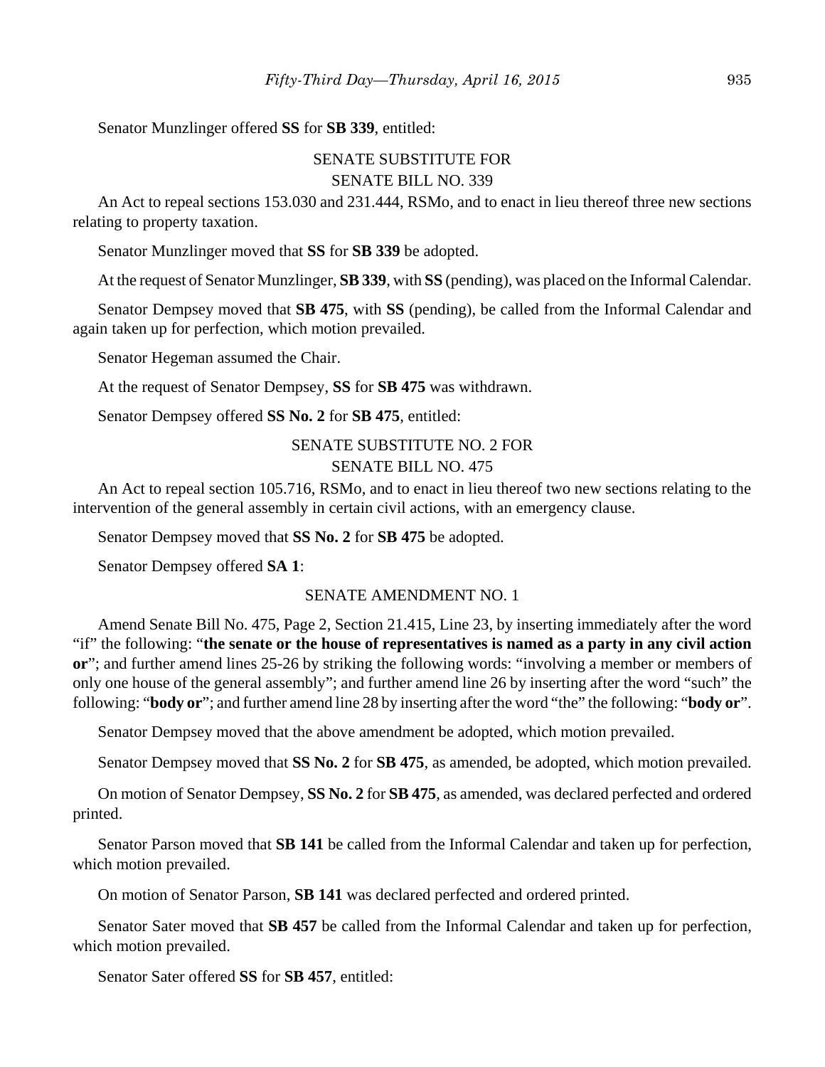Senator Munzlinger offered **SS** for **SB 339**, entitled:

SENATE SUBSTITUTE FOR
SENATE BILL NO. 339

An Act to repeal sections 153.030 and 231.444, RSMo, and to enact in lieu thereof three new sections relating to property taxation.

Senator Munzlinger moved that **SS** for **SB 339** be adopted.

At the request of Senator Munzlinger, **SB 339**, with **SS** (pending), was placed on the Informal Calendar.

Senator Dempsey moved that **SB 475**, with **SS** (pending), be called from the Informal Calendar and again taken up for perfection, which motion prevailed.

Senator Hegeman assumed the Chair.

At the request of Senator Dempsey, **SS** for **SB 475** was withdrawn.

Senator Dempsey offered **SS No. 2** for **SB 475**, entitled:

SENATE SUBSTITUTE NO. 2 FOR
SENATE BILL NO. 475

An Act to repeal section 105.716, RSMo, and to enact in lieu thereof two new sections relating to the intervention of the general assembly in certain civil actions, with an emergency clause.

Senator Dempsey moved that **SS No. 2** for **SB 475** be adopted.

Senator Dempsey offered **SA 1**:

SENATE AMENDMENT NO. 1

Amend Senate Bill No. 475, Page 2, Section 21.415, Line 23, by inserting immediately after the word "if" the following: "**the senate or the house of representatives is named as a party in any civil action or**"; and further amend lines 25-26 by striking the following words: "involving a member or members of only one house of the general assembly"; and further amend line 26 by inserting after the word "such" the following: "**body or**"; and further amend line 28 by inserting after the word "the" the following: "**body or**".

Senator Dempsey moved that the above amendment be adopted, which motion prevailed.

Senator Dempsey moved that **SS No. 2** for **SB 475**, as amended, be adopted, which motion prevailed.

On motion of Senator Dempsey, **SS No. 2** for **SB 475**, as amended, was declared perfected and ordered printed.

Senator Parson moved that **SB 141** be called from the Informal Calendar and taken up for perfection, which motion prevailed.

On motion of Senator Parson, **SB 141** was declared perfected and ordered printed.

Senator Sater moved that **SB 457** be called from the Informal Calendar and taken up for perfection, which motion prevailed.

Senator Sater offered **SS** for **SB 457**, entitled: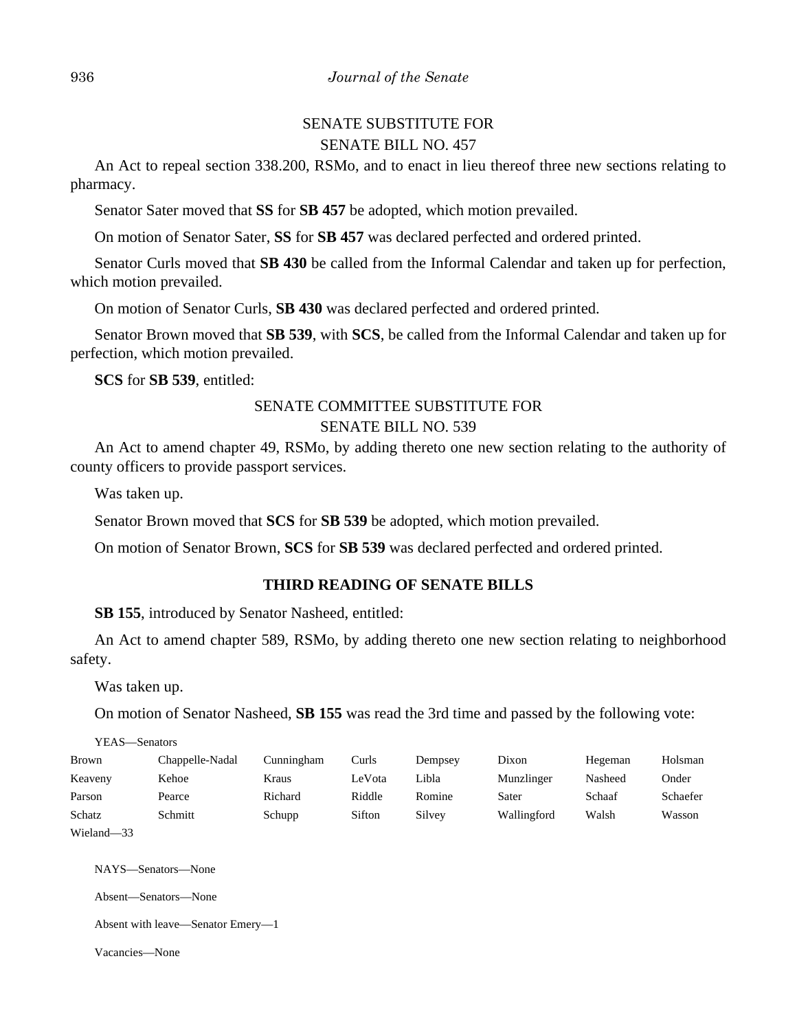SENATE SUBSTITUTE FOR
SENATE BILL NO. 457

An Act to repeal section 338.200, RSMo, and to enact in lieu thereof three new sections relating to pharmacy.

Senator Sater moved that **SS** for **SB 457** be adopted, which motion prevailed.

On motion of Senator Sater, **SS** for **SB 457** was declared perfected and ordered printed.

Senator Curls moved that **SB 430** be called from the Informal Calendar and taken up for perfection, which motion prevailed.

On motion of Senator Curls, **SB 430** was declared perfected and ordered printed.

Senator Brown moved that **SB 539**, with **SCS**, be called from the Informal Calendar and taken up for perfection, which motion prevailed.

**SCS** for **SB 539**, entitled:

SENATE COMMITTEE SUBSTITUTE FOR
SENATE BILL NO. 539

An Act to amend chapter 49, RSMo, by adding thereto one new section relating to the authority of county officers to provide passport services.

Was taken up.

Senator Brown moved that **SCS** for **SB 539** be adopted, which motion prevailed.

On motion of Senator Brown, **SCS** for **SB 539** was declared perfected and ordered printed.

## THIRD READING OF SENATE BILLS

**SB 155**, introduced by Senator Nasheed, entitled:

An Act to amend chapter 589, RSMo, by adding thereto one new section relating to neighborhood safety.

Was taken up.

On motion of Senator Nasheed, **SB 155** was read the 3rd time and passed by the following vote:

YEAS—Senators

| | | | | | | | |
|---|---|---|---|---|---|---|---|
| Brown | Chappelle-Nadal | Cunningham | Curls | Dempsey | Dixon | Hegeman | Holsman |
| Keaveny | Kehoe | Kraus | LeVota | Libla | Munzlinger | Nasheed | Onder |
| Parson | Pearce | Richard | Riddle | Romine | Sater | Schaaf | Schaefer |
| Schatz | Schmitt | Schupp | Sifton | Silvey | Wallingford | Walsh | Wasson |
| Wieland—33 | | | | | | | |

NAYS—Senators—None

Absent—Senators—None

Absent with leave—Senator Emery—1

Vacancies—None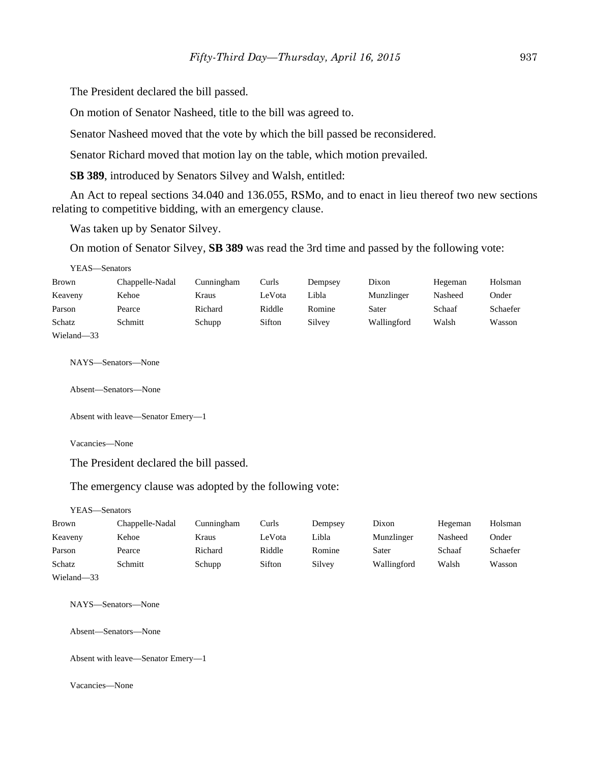The President declared the bill passed.

On motion of Senator Nasheed, title to the bill was agreed to.

Senator Nasheed moved that the vote by which the bill passed be reconsidered.

Senator Richard moved that motion lay on the table, which motion prevailed.

**SB 389**, introduced by Senators Silvey and Walsh, entitled:

An Act to repeal sections 34.040 and 136.055, RSMo, and to enact in lieu thereof two new sections relating to competitive bidding, with an emergency clause.

Was taken up by Senator Silvey.

On motion of Senator Silvey, **SB 389** was read the 3rd time and passed by the following vote:

YEAS—Senators

| | | | | | | | |
|---|---|---|---|---|---|---|---|
| Brown | Chappelle-Nadal | Cunningham | Curls | Dempsey | Dixon | Hegeman | Holsman |
| Keaveny | Kehoe | Kraus | LeVota | Libla | Munzlinger | Nasheed | Onder |
| Parson | Pearce | Richard | Riddle | Romine | Sater | Schaaf | Schaefer |
| Schatz | Schmitt | Schupp | Sifton | Silvey | Wallingford | Walsh | Wasson |
| Wieland—33 | | | | | | | |

NAYS—Senators—None

Absent—Senators—None

Absent with leave—Senator Emery—1

Vacancies—None

The President declared the bill passed.

The emergency clause was adopted by the following vote:

YEAS—Senators

| | | | | | | | |
|---|---|---|---|---|---|---|---|
| Brown | Chappelle-Nadal | Cunningham | Curls | Dempsey | Dixon | Hegeman | Holsman |
| Keaveny | Kehoe | Kraus | LeVota | Libla | Munzlinger | Nasheed | Onder |
| Parson | Pearce | Richard | Riddle | Romine | Sater | Schaaf | Schaefer |
| Schatz | Schmitt | Schupp | Sifton | Silvey | Wallingford | Walsh | Wasson |
| Wieland—33 | | | | | | | |

NAYS—Senators—None

Absent—Senators—None

Absent with leave—Senator Emery—1

Vacancies—None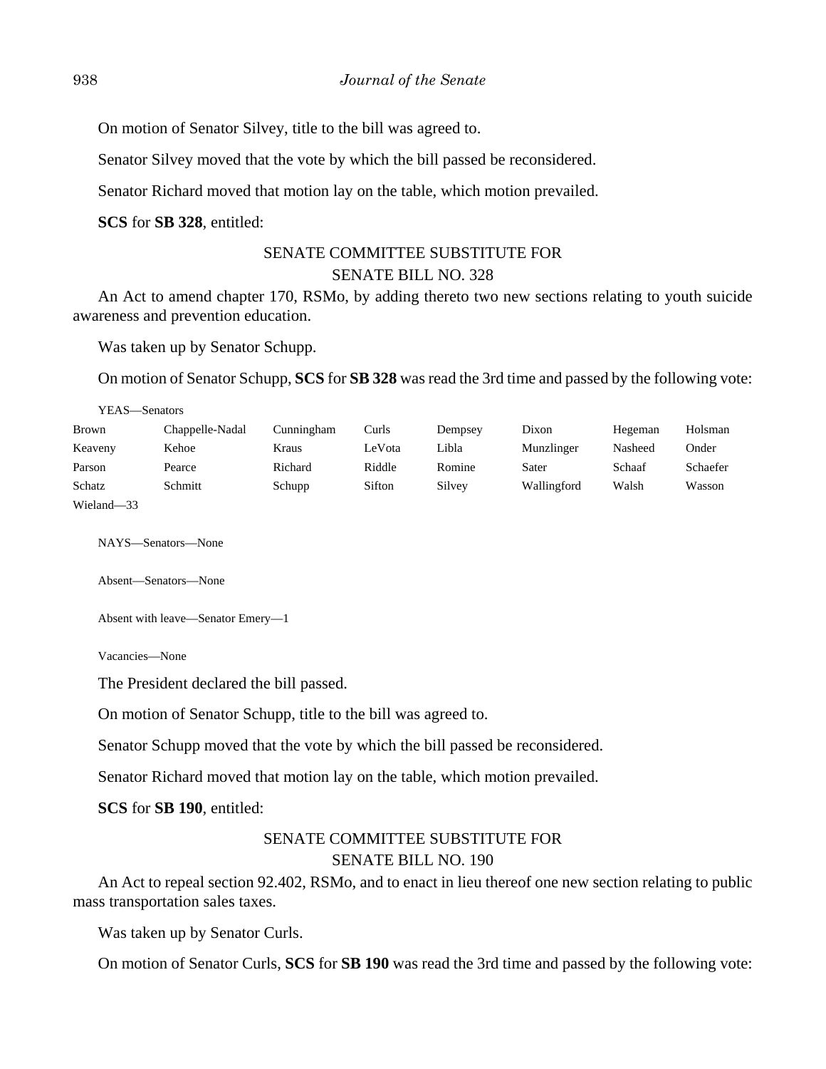On motion of Senator Silvey, title to the bill was agreed to.

Senator Silvey moved that the vote by which the bill passed be reconsidered.

Senator Richard moved that motion lay on the table, which motion prevailed.

**SCS** for **SB 328**, entitled:

SENATE COMMITTEE SUBSTITUTE FOR
SENATE BILL NO. 328

An Act to amend chapter 170, RSMo, by adding thereto two new sections relating to youth suicide awareness and prevention education.

Was taken up by Senator Schupp.

On motion of Senator Schupp, **SCS** for **SB 328** was read the 3rd time and passed by the following vote:

YEAS—Senators

| | | | | | | | |
|---|---|---|---|---|---|---|---|
| Brown | Chappelle-Nadal | Cunningham | Curls | Dempsey | Dixon | Hegeman | Holsman |
| Keaveny | Kehoe | Kraus | LeVota | Libla | Munzlinger | Nasheed | Onder |
| Parson | Pearce | Richard | Riddle | Romine | Sater | Schaaf | Schaefer |
| Schatz | Schmitt | Schupp | Sifton | Silvey | Wallingford | Walsh | Wasson |
| Wieland—33 | | | | | | | |

NAYS—Senators—None

Absent—Senators—None

Absent with leave—Senator Emery—1

Vacancies—None

The President declared the bill passed.

On motion of Senator Schupp, title to the bill was agreed to.

Senator Schupp moved that the vote by which the bill passed be reconsidered.

Senator Richard moved that motion lay on the table, which motion prevailed.

**SCS** for **SB 190**, entitled:

SENATE COMMITTEE SUBSTITUTE FOR
SENATE BILL NO. 190

An Act to repeal section 92.402, RSMo, and to enact in lieu thereof one new section relating to public mass transportation sales taxes.

Was taken up by Senator Curls.

On motion of Senator Curls, **SCS** for **SB 190** was read the 3rd time and passed by the following vote: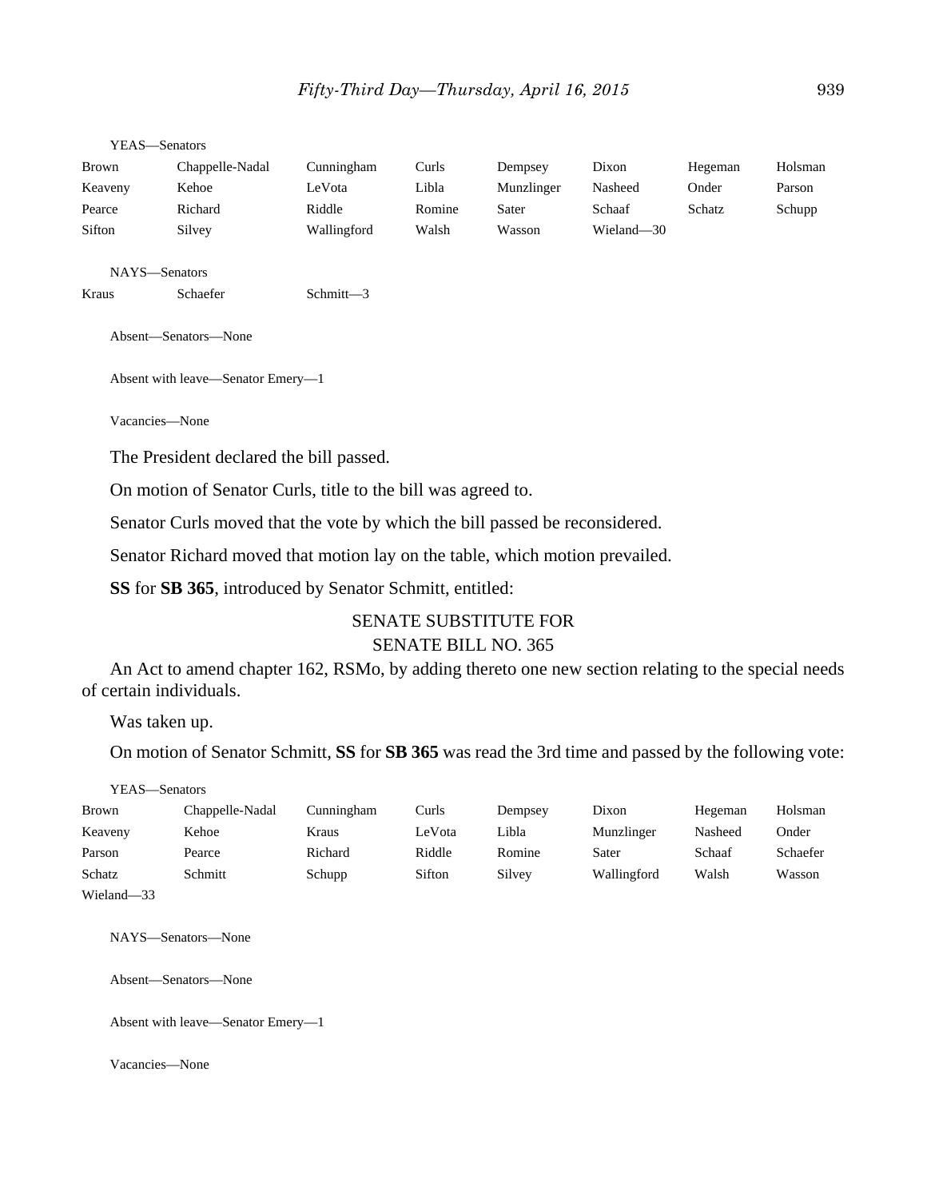YEAS—Senators

| | | | | | | | |
|---|---|---|---|---|---|---|---|
| Brown | Chappelle-Nadal | Cunningham | Curls | Dempsey | Dixon | Hegeman | Holsman |
| Keaveny | Kehoe | LeVota | Libla | Munzlinger | Nasheed | Onder | Parson |
| Pearce | Richard | Riddle | Romine | Sater | Schaaf | Schatz | Schupp |
| Sifton | Silvey | Wallingford | Walsh | Wasson | Wieland—30 | | |

NAYS—Senators

| | | |
|---|---|---|
| Kraus | Schaefer | Schmitt—3 |

Absent—Senators—None

Absent with leave—Senator Emery—1

Vacancies—None

The President declared the bill passed.

On motion of Senator Curls, title to the bill was agreed to.

Senator Curls moved that the vote by which the bill passed be reconsidered.

Senator Richard moved that motion lay on the table, which motion prevailed.

**SS** for **SB 365**, introduced by Senator Schmitt, entitled:

SENATE SUBSTITUTE FOR
SENATE BILL NO. 365

An Act to amend chapter 162, RSMo, by adding thereto one new section relating to the special needs of certain individuals.

Was taken up.

On motion of Senator Schmitt, **SS** for **SB 365** was read the 3rd time and passed by the following vote:

YEAS—Senators

| | | | | | | | |
|---|---|---|---|---|---|---|---|
| Brown | Chappelle-Nadal | Cunningham | Curls | Dempsey | Dixon | Hegeman | Holsman |
| Keaveny | Kehoe | Kraus | LeVota | Libla | Munzlinger | Nasheed | Onder |
| Parson | Pearce | Richard | Riddle | Romine | Sater | Schaaf | Schaefer |
| Schatz | Schmitt | Schupp | Sifton | Silvey | Wallingford | Walsh | Wasson |
| Wieland—33 | | | | | | | |

NAYS—Senators—None

Absent—Senators—None

Absent with leave—Senator Emery—1

Vacancies—None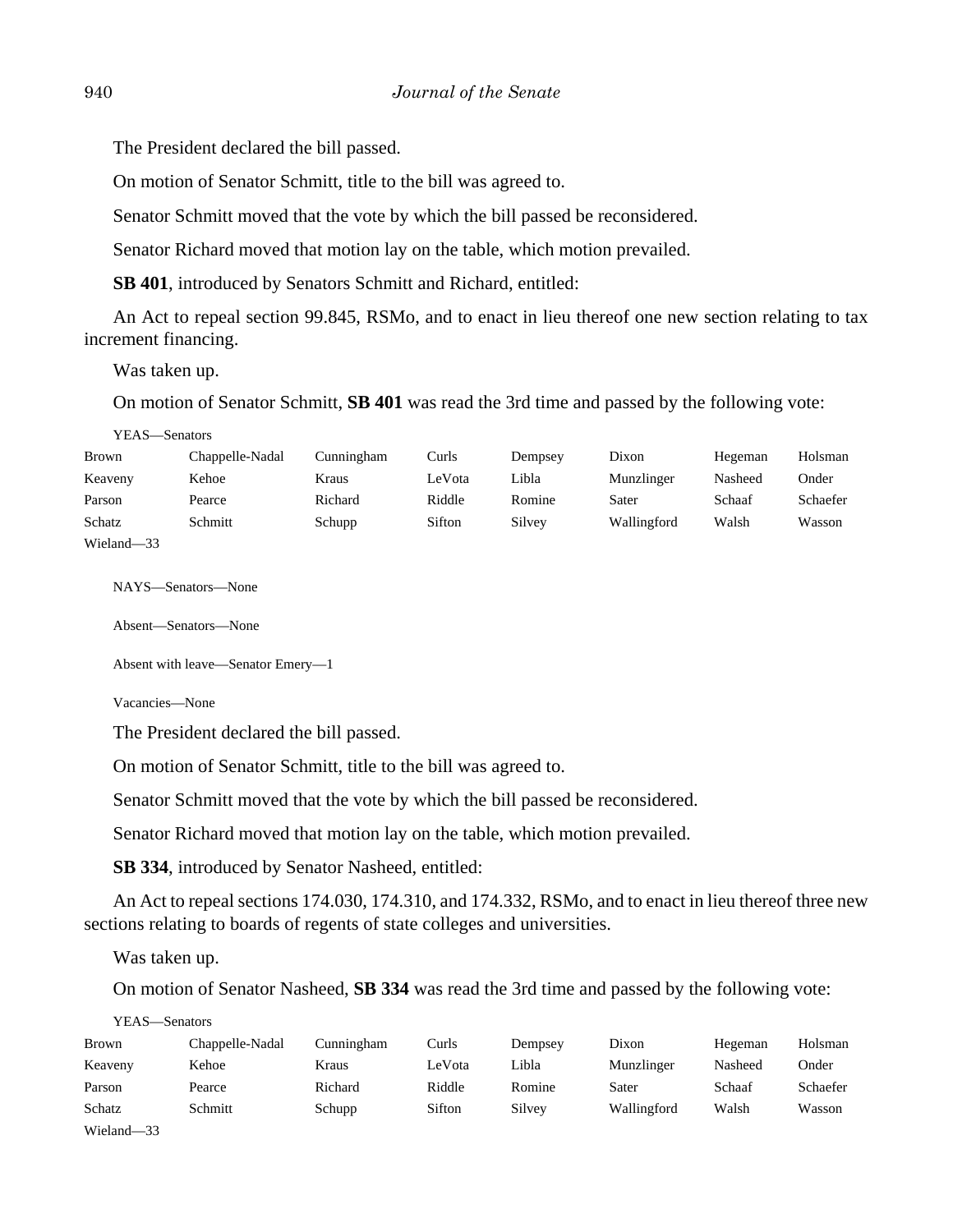The President declared the bill passed.

On motion of Senator Schmitt, title to the bill was agreed to.

Senator Schmitt moved that the vote by which the bill passed be reconsidered.

Senator Richard moved that motion lay on the table, which motion prevailed.

**SB 401**, introduced by Senators Schmitt and Richard, entitled:

An Act to repeal section 99.845, RSMo, and to enact in lieu thereof one new section relating to tax increment financing.

Was taken up.

On motion of Senator Schmitt, **SB 401** was read the 3rd time and passed by the following vote:

YEAS—Senators

| | | | | | | | |
|---|---|---|---|---|---|---|---|
| Brown | Chappelle-Nadal | Cunningham | Curls | Dempsey | Dixon | Hegeman | Holsman |
| Keaveny | Kehoe | Kraus | LeVota | Libla | Munzlinger | Nasheed | Onder |
| Parson | Pearce | Richard | Riddle | Romine | Sater | Schaaf | Schaefer |
| Schatz | Schmitt | Schupp | Sifton | Silvey | Wallingford | Walsh | Wasson |
| Wieland—33 | | | | | | | |

NAYS—Senators—None

Absent—Senators—None

Absent with leave—Senator Emery—1

Vacancies—None

The President declared the bill passed.

On motion of Senator Schmitt, title to the bill was agreed to.

Senator Schmitt moved that the vote by which the bill passed be reconsidered.

Senator Richard moved that motion lay on the table, which motion prevailed.

**SB 334**, introduced by Senator Nasheed, entitled:

An Act to repeal sections 174.030, 174.310, and 174.332, RSMo, and to enact in lieu thereof three new sections relating to boards of regents of state colleges and universities.

Was taken up.

On motion of Senator Nasheed, **SB 334** was read the 3rd time and passed by the following vote:

YEAS—Senators

| | | | | | | | |
|---|---|---|---|---|---|---|---|
| Brown | Chappelle-Nadal | Cunningham | Curls | Dempsey | Dixon | Hegeman | Holsman |
| Keaveny | Kehoe | Kraus | LeVota | Libla | Munzlinger | Nasheed | Onder |
| Parson | Pearce | Richard | Riddle | Romine | Sater | Schaaf | Schaefer |
| Schatz | Schmitt | Schupp | Sifton | Silvey | Wallingford | Walsh | Wasson |
| Wieland—33 | | | | | | | |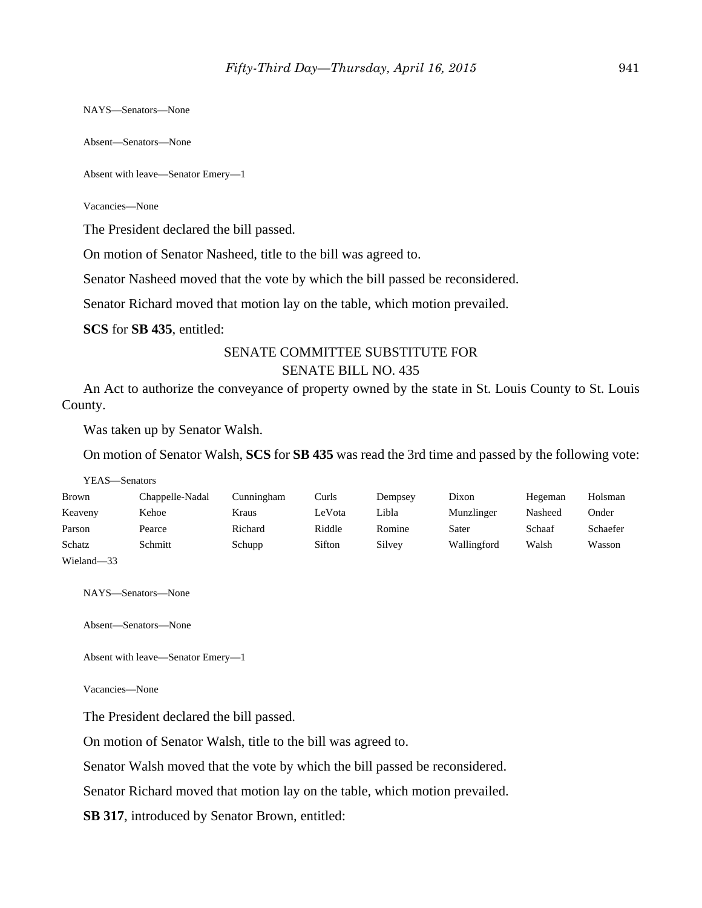NAYS—Senators—None

Absent—Senators—None

Absent with leave—Senator Emery—1

Vacancies—None

The President declared the bill passed.

On motion of Senator Nasheed, title to the bill was agreed to.

Senator Nasheed moved that the vote by which the bill passed be reconsidered.

Senator Richard moved that motion lay on the table, which motion prevailed.

**SCS** for **SB 435**, entitled:

SENATE COMMITTEE SUBSTITUTE FOR
SENATE BILL NO. 435

An Act to authorize the conveyance of property owned by the state in St. Louis County to St. Louis County.

Was taken up by Senator Walsh.

On motion of Senator Walsh, **SCS** for **SB 435** was read the 3rd time and passed by the following vote:

YEAS—Senators

| | | | | | | | |
|---|---|---|---|---|---|---|---|
| Brown | Chappelle-Nadal | Cunningham | Curls | Dempsey | Dixon | Hegeman | Holsman |
| Keaveny | Kehoe | Kraus | LeVota | Libla | Munzlinger | Nasheed | Onder |
| Parson | Pearce | Richard | Riddle | Romine | Sater | Schaaf | Schaefer |
| Schatz | Schmitt | Schupp | Sifton | Silvey | Wallingford | Walsh | Wasson |
| Wieland—33 | | | | | | | |

NAYS—Senators—None

Absent—Senators—None

Absent with leave—Senator Emery—1

Vacancies—None

The President declared the bill passed.

On motion of Senator Walsh, title to the bill was agreed to.

Senator Walsh moved that the vote by which the bill passed be reconsidered.

Senator Richard moved that motion lay on the table, which motion prevailed.

**SB 317**, introduced by Senator Brown, entitled: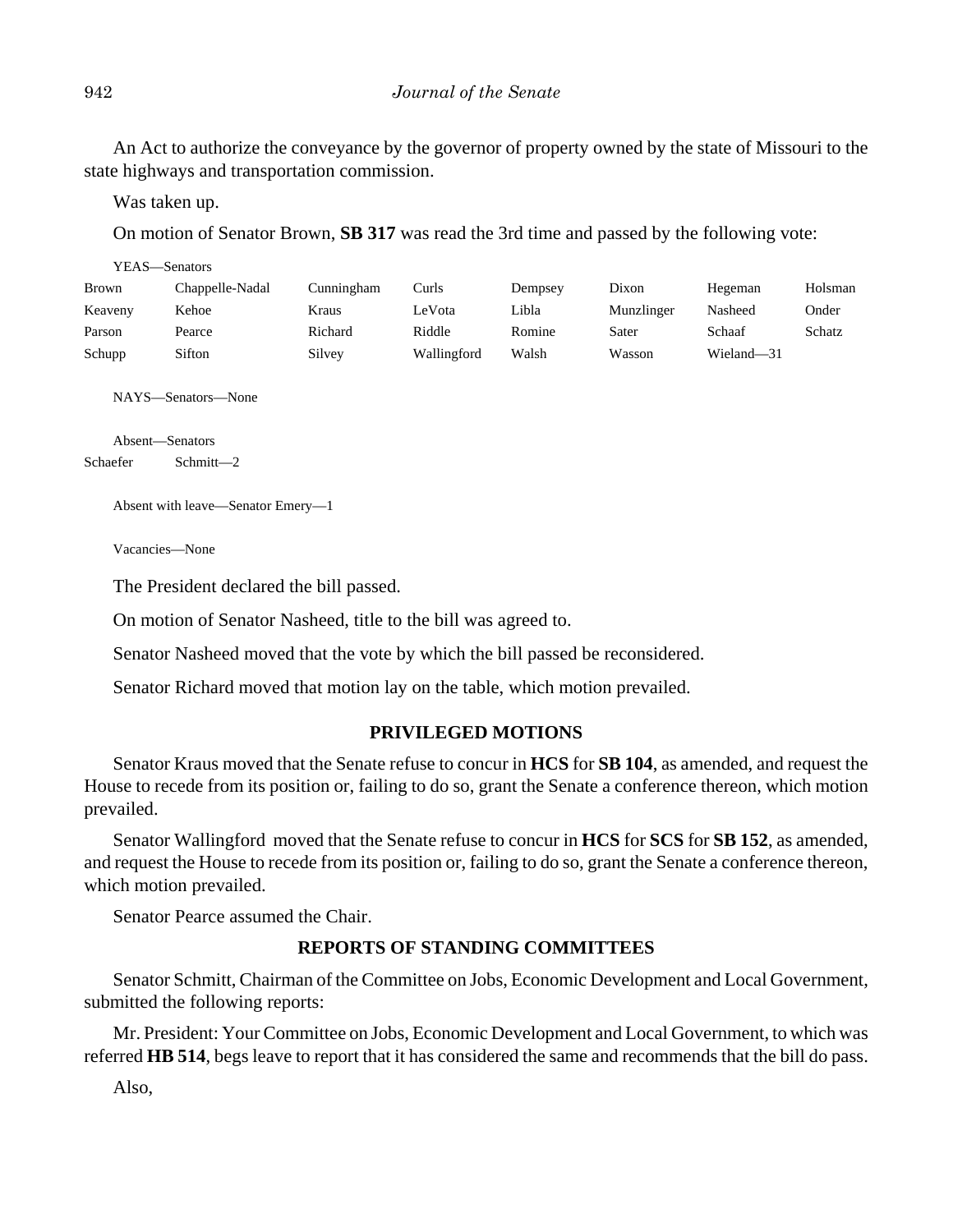An Act to authorize the conveyance by the governor of property owned by the state of Missouri to the state highways and transportation commission.

Was taken up.

On motion of Senator Brown, **SB 317** was read the 3rd time and passed by the following vote:

YEAS—Senators

| | | | | | | | |
|---|---|---|---|---|---|---|---|
| Brown | Chappelle-Nadal | Cunningham | Curls | Dempsey | Dixon | Hegeman | Holsman |
| Keaveny | Kehoe | Kraus | LeVota | Libla | Munzlinger | Nasheed | Onder |
| Parson | Pearce | Richard | Riddle | Romine | Sater | Schaaf | Schatz |
| Schupp | Sifton | Silvey | Wallingford | Walsh | Wasson | Wieland—31 | |

NAYS—Senators—None

Absent—Senators

Schaefer Schmitt—2

Absent with leave—Senator Emery—1

Vacancies—None

The President declared the bill passed.

On motion of Senator Nasheed, title to the bill was agreed to.

Senator Nasheed moved that the vote by which the bill passed be reconsidered.

Senator Richard moved that motion lay on the table, which motion prevailed.

## PRIVILEGED MOTIONS

Senator Kraus moved that the Senate refuse to concur in **HCS** for **SB 104**, as amended, and request the House to recede from its position or, failing to do so, grant the Senate a conference thereon, which motion prevailed.

Senator Wallingford moved that the Senate refuse to concur in **HCS** for **SCS** for **SB 152**, as amended, and request the House to recede from its position or, failing to do so, grant the Senate a conference thereon, which motion prevailed.

Senator Pearce assumed the Chair.

## REPORTS OF STANDING COMMITTEES

Senator Schmitt, Chairman of the Committee on Jobs, Economic Development and Local Government, submitted the following reports:

Mr. President: Your Committee on Jobs, Economic Development and Local Government, to which was referred **HB 514**, begs leave to report that it has considered the same and recommends that the bill do pass.

Also,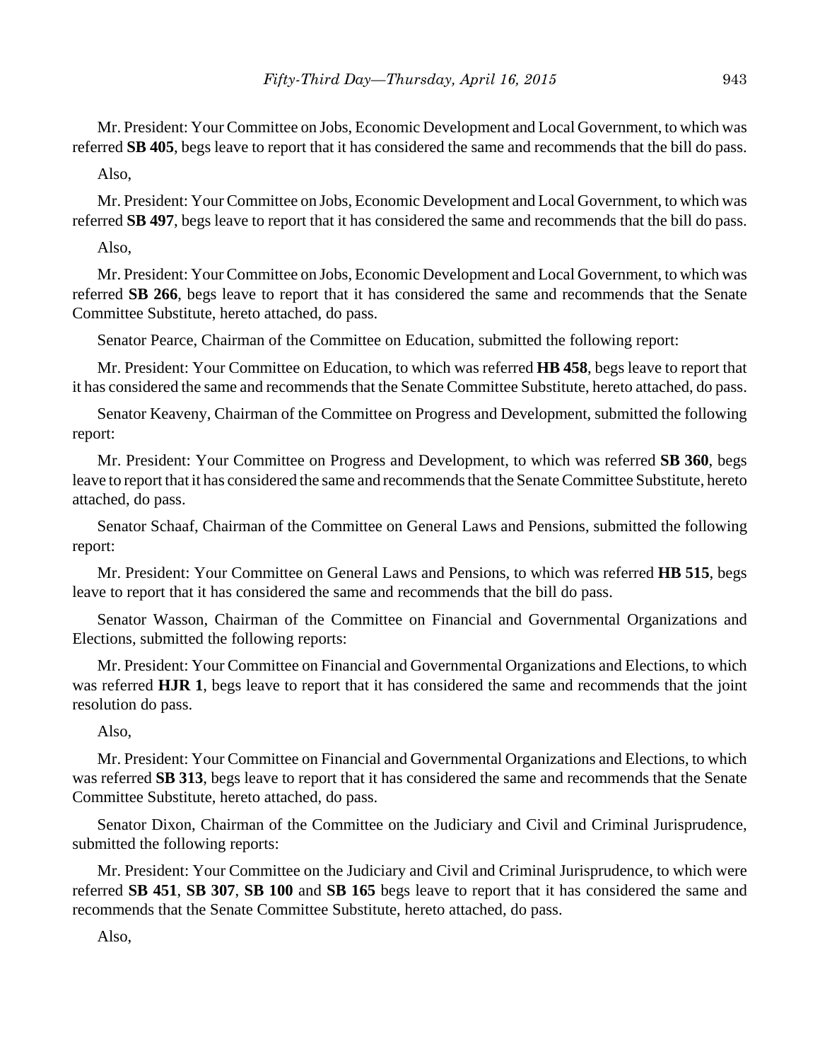Mr. President: Your Committee on Jobs, Economic Development and Local Government, to which was referred **SB 405**, begs leave to report that it has considered the same and recommends that the bill do pass.

Also,

Mr. President: Your Committee on Jobs, Economic Development and Local Government, to which was referred **SB 497**, begs leave to report that it has considered the same and recommends that the bill do pass.

Also,

Mr. President: Your Committee on Jobs, Economic Development and Local Government, to which was referred **SB 266**, begs leave to report that it has considered the same and recommends that the Senate Committee Substitute, hereto attached, do pass.

Senator Pearce, Chairman of the Committee on Education, submitted the following report:

Mr. President: Your Committee on Education, to which was referred **HB 458**, begs leave to report that it has considered the same and recommends that the Senate Committee Substitute, hereto attached, do pass.

Senator Keaveny, Chairman of the Committee on Progress and Development, submitted the following report:

Mr. President: Your Committee on Progress and Development, to which was referred **SB 360**, begs leave to report that it has considered the same and recommends that the Senate Committee Substitute, hereto attached, do pass.

Senator Schaaf, Chairman of the Committee on General Laws and Pensions, submitted the following report:

Mr. President: Your Committee on General Laws and Pensions, to which was referred **HB 515**, begs leave to report that it has considered the same and recommends that the bill do pass.

Senator Wasson, Chairman of the Committee on Financial and Governmental Organizations and Elections, submitted the following reports:

Mr. President: Your Committee on Financial and Governmental Organizations and Elections, to which was referred **HJR 1**, begs leave to report that it has considered the same and recommends that the joint resolution do pass.

Also,

Mr. President: Your Committee on Financial and Governmental Organizations and Elections, to which was referred **SB 313**, begs leave to report that it has considered the same and recommends that the Senate Committee Substitute, hereto attached, do pass.

Senator Dixon, Chairman of the Committee on the Judiciary and Civil and Criminal Jurisprudence, submitted the following reports:

Mr. President: Your Committee on the Judiciary and Civil and Criminal Jurisprudence, to which were referred **SB 451**, **SB 307**, **SB 100** and **SB 165** begs leave to report that it has considered the same and recommends that the Senate Committee Substitute, hereto attached, do pass.

Also,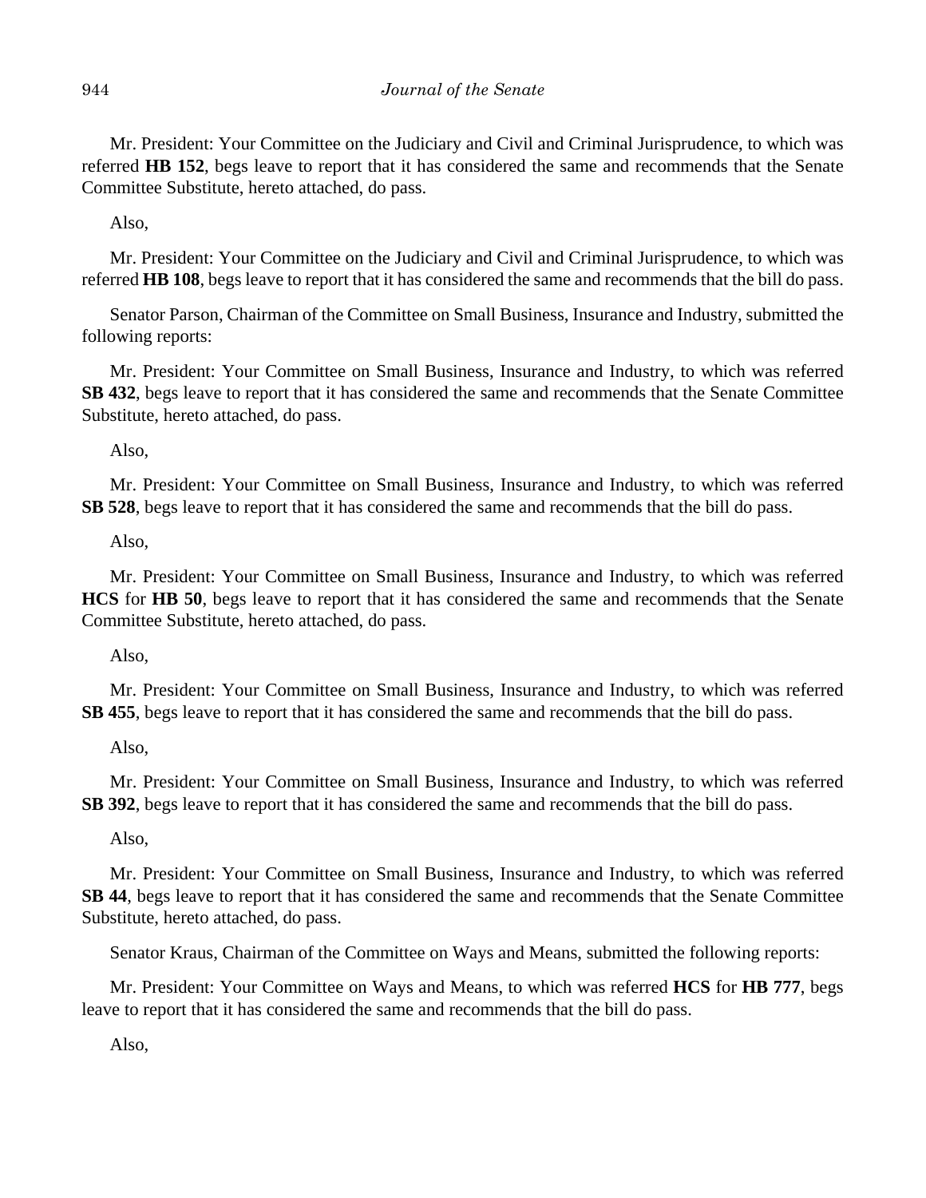Mr. President: Your Committee on the Judiciary and Civil and Criminal Jurisprudence, to which was referred **HB 152**, begs leave to report that it has considered the same and recommends that the Senate Committee Substitute, hereto attached, do pass.

Also,

Mr. President: Your Committee on the Judiciary and Civil and Criminal Jurisprudence, to which was referred **HB 108**, begs leave to report that it has considered the same and recommends that the bill do pass.

Senator Parson, Chairman of the Committee on Small Business, Insurance and Industry, submitted the following reports:

Mr. President: Your Committee on Small Business, Insurance and Industry, to which was referred **SB 432**, begs leave to report that it has considered the same and recommends that the Senate Committee Substitute, hereto attached, do pass.

Also,

Mr. President: Your Committee on Small Business, Insurance and Industry, to which was referred **SB 528**, begs leave to report that it has considered the same and recommends that the bill do pass.

Also,

Mr. President: Your Committee on Small Business, Insurance and Industry, to which was referred **HCS** for **HB 50**, begs leave to report that it has considered the same and recommends that the Senate Committee Substitute, hereto attached, do pass.

Also,

Mr. President: Your Committee on Small Business, Insurance and Industry, to which was referred **SB 455**, begs leave to report that it has considered the same and recommends that the bill do pass.

Also,

Mr. President: Your Committee on Small Business, Insurance and Industry, to which was referred **SB 392**, begs leave to report that it has considered the same and recommends that the bill do pass.

Also,

Mr. President: Your Committee on Small Business, Insurance and Industry, to which was referred **SB 44**, begs leave to report that it has considered the same and recommends that the Senate Committee Substitute, hereto attached, do pass.

Senator Kraus, Chairman of the Committee on Ways and Means, submitted the following reports:

Mr. President: Your Committee on Ways and Means, to which was referred **HCS** for **HB 777**, begs leave to report that it has considered the same and recommends that the bill do pass.

Also,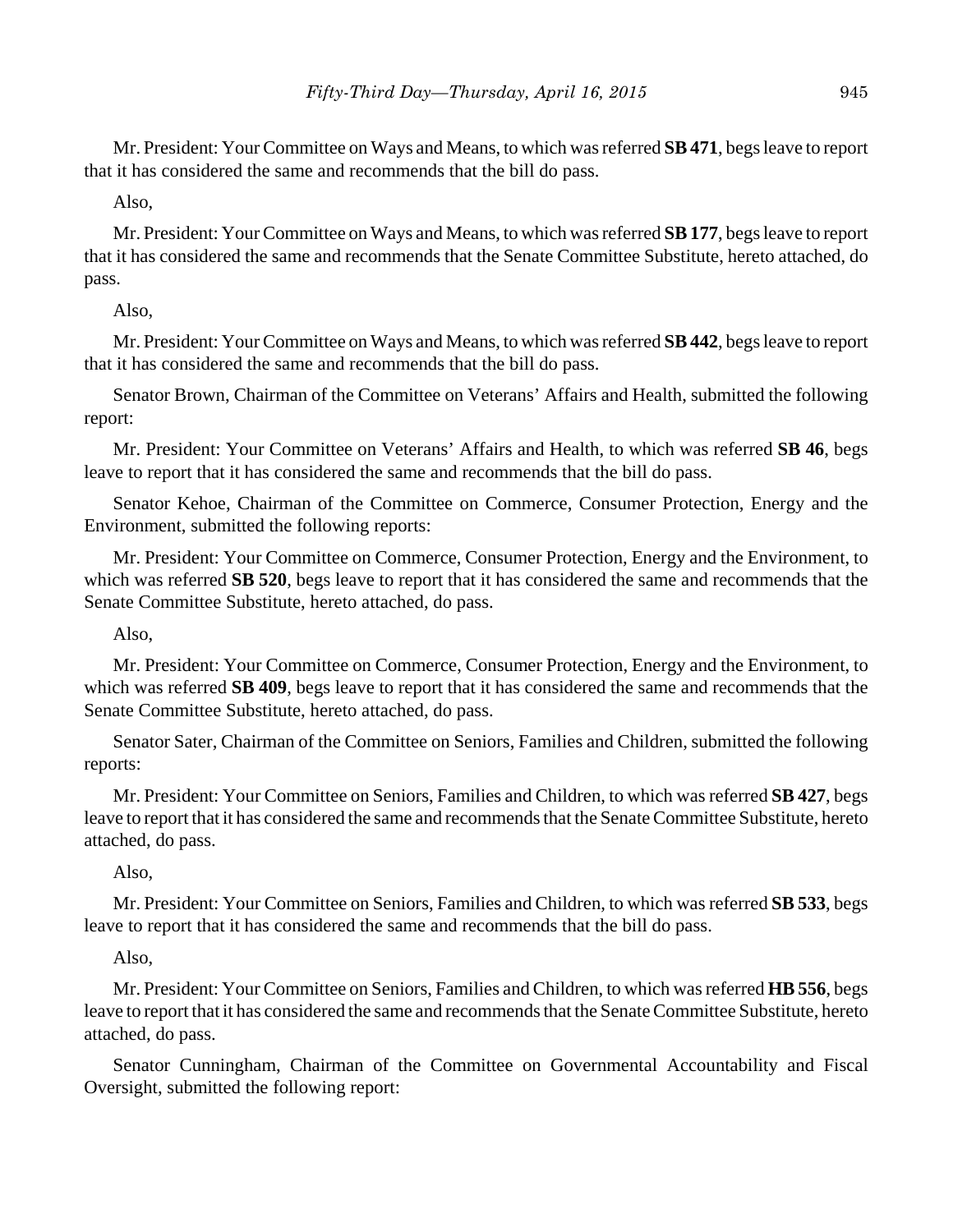Mr. President: Your Committee on Ways and Means, to which was referred **SB 471**, begs leave to report that it has considered the same and recommends that the bill do pass.

Also,

Mr. President: Your Committee on Ways and Means, to which was referred **SB 177**, begs leave to report that it has considered the same and recommends that the Senate Committee Substitute, hereto attached, do pass.

Also,

Mr. President: Your Committee on Ways and Means, to which was referred **SB 442**, begs leave to report that it has considered the same and recommends that the bill do pass.

Senator Brown, Chairman of the Committee on Veterans' Affairs and Health, submitted the following report:

Mr. President: Your Committee on Veterans' Affairs and Health, to which was referred **SB 46**, begs leave to report that it has considered the same and recommends that the bill do pass.

Senator Kehoe, Chairman of the Committee on Commerce, Consumer Protection, Energy and the Environment, submitted the following reports:

Mr. President: Your Committee on Commerce, Consumer Protection, Energy and the Environment, to which was referred **SB 520**, begs leave to report that it has considered the same and recommends that the Senate Committee Substitute, hereto attached, do pass.

Also,

Mr. President: Your Committee on Commerce, Consumer Protection, Energy and the Environment, to which was referred **SB 409**, begs leave to report that it has considered the same and recommends that the Senate Committee Substitute, hereto attached, do pass.

Senator Sater, Chairman of the Committee on Seniors, Families and Children, submitted the following reports:

Mr. President: Your Committee on Seniors, Families and Children, to which was referred **SB 427**, begs leave to report that it has considered the same and recommends that the Senate Committee Substitute, hereto attached, do pass.

Also,

Mr. President: Your Committee on Seniors, Families and Children, to which was referred **SB 533**, begs leave to report that it has considered the same and recommends that the bill do pass.

Also,

Mr. President: Your Committee on Seniors, Families and Children, to which was referred **HB 556**, begs leave to report that it has considered the same and recommends that the Senate Committee Substitute, hereto attached, do pass.

Senator Cunningham, Chairman of the Committee on Governmental Accountability and Fiscal Oversight, submitted the following report: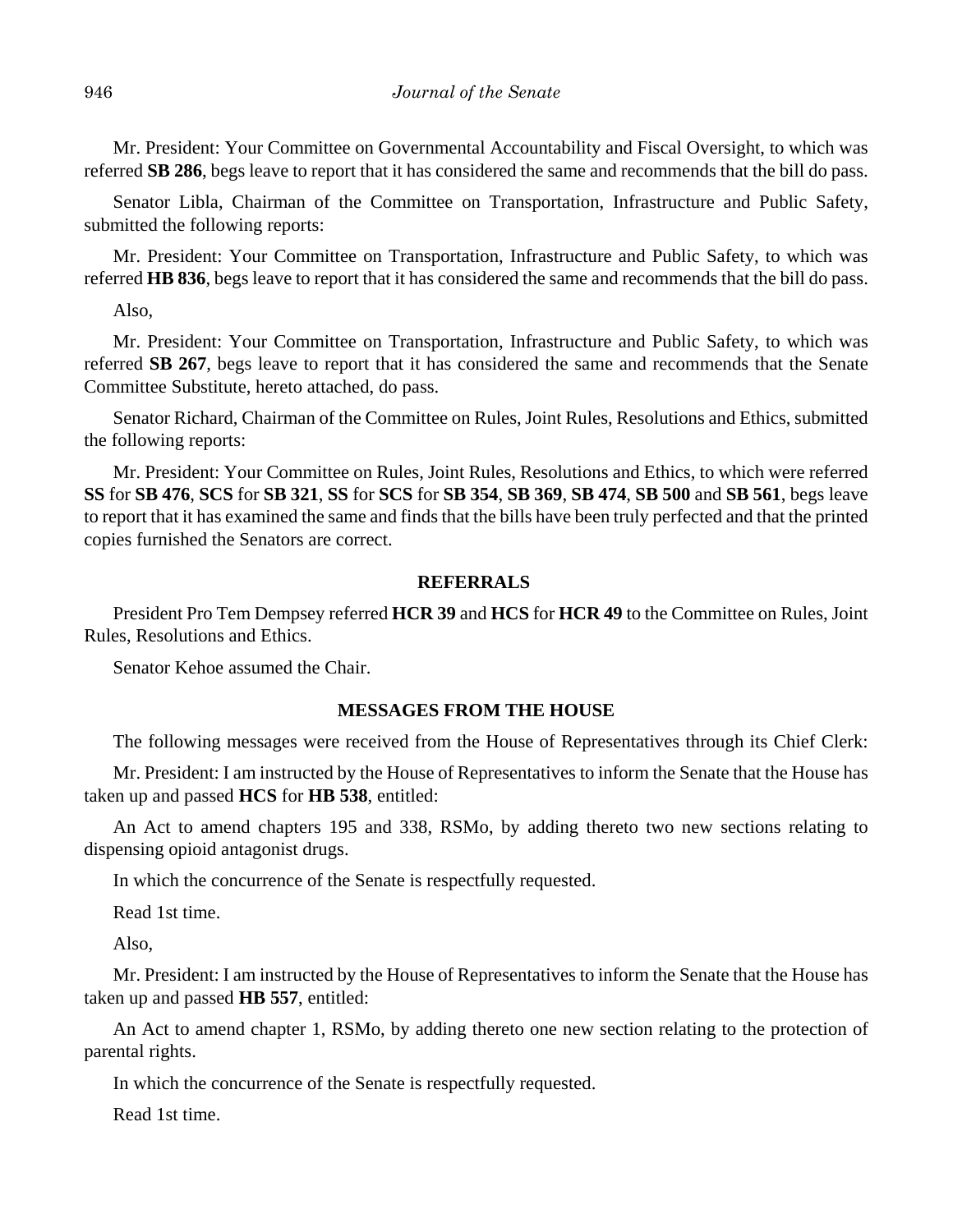Mr. President: Your Committee on Governmental Accountability and Fiscal Oversight, to which was referred **SB 286**, begs leave to report that it has considered the same and recommends that the bill do pass.

Senator Libla, Chairman of the Committee on Transportation, Infrastructure and Public Safety, submitted the following reports:

Mr. President: Your Committee on Transportation, Infrastructure and Public Safety, to which was referred **HB 836**, begs leave to report that it has considered the same and recommends that the bill do pass.

Also,

Mr. President: Your Committee on Transportation, Infrastructure and Public Safety, to which was referred **SB 267**, begs leave to report that it has considered the same and recommends that the Senate Committee Substitute, hereto attached, do pass.

Senator Richard, Chairman of the Committee on Rules, Joint Rules, Resolutions and Ethics, submitted the following reports:

Mr. President: Your Committee on Rules, Joint Rules, Resolutions and Ethics, to which were referred **SS** for **SB 476**, **SCS** for **SB 321**, **SS** for **SCS** for **SB 354**, **SB 369**, **SB 474**, **SB 500** and **SB 561**, begs leave to report that it has examined the same and finds that the bills have been truly perfected and that the printed copies furnished the Senators are correct.

## REFERRALS

President Pro Tem Dempsey referred **HCR 39** and **HCS** for **HCR 49** to the Committee on Rules, Joint Rules, Resolutions and Ethics.

Senator Kehoe assumed the Chair.

## MESSAGES FROM THE HOUSE

The following messages were received from the House of Representatives through its Chief Clerk:

Mr. President: I am instructed by the House of Representatives to inform the Senate that the House has taken up and passed **HCS** for **HB 538**, entitled:

An Act to amend chapters 195 and 338, RSMo, by adding thereto two new sections relating to dispensing opioid antagonist drugs.

In which the concurrence of the Senate is respectfully requested.

Read 1st time.

Also,

Mr. President: I am instructed by the House of Representatives to inform the Senate that the House has taken up and passed **HB 557**, entitled:

An Act to amend chapter 1, RSMo, by adding thereto one new section relating to the protection of parental rights.

In which the concurrence of the Senate is respectfully requested.

Read 1st time.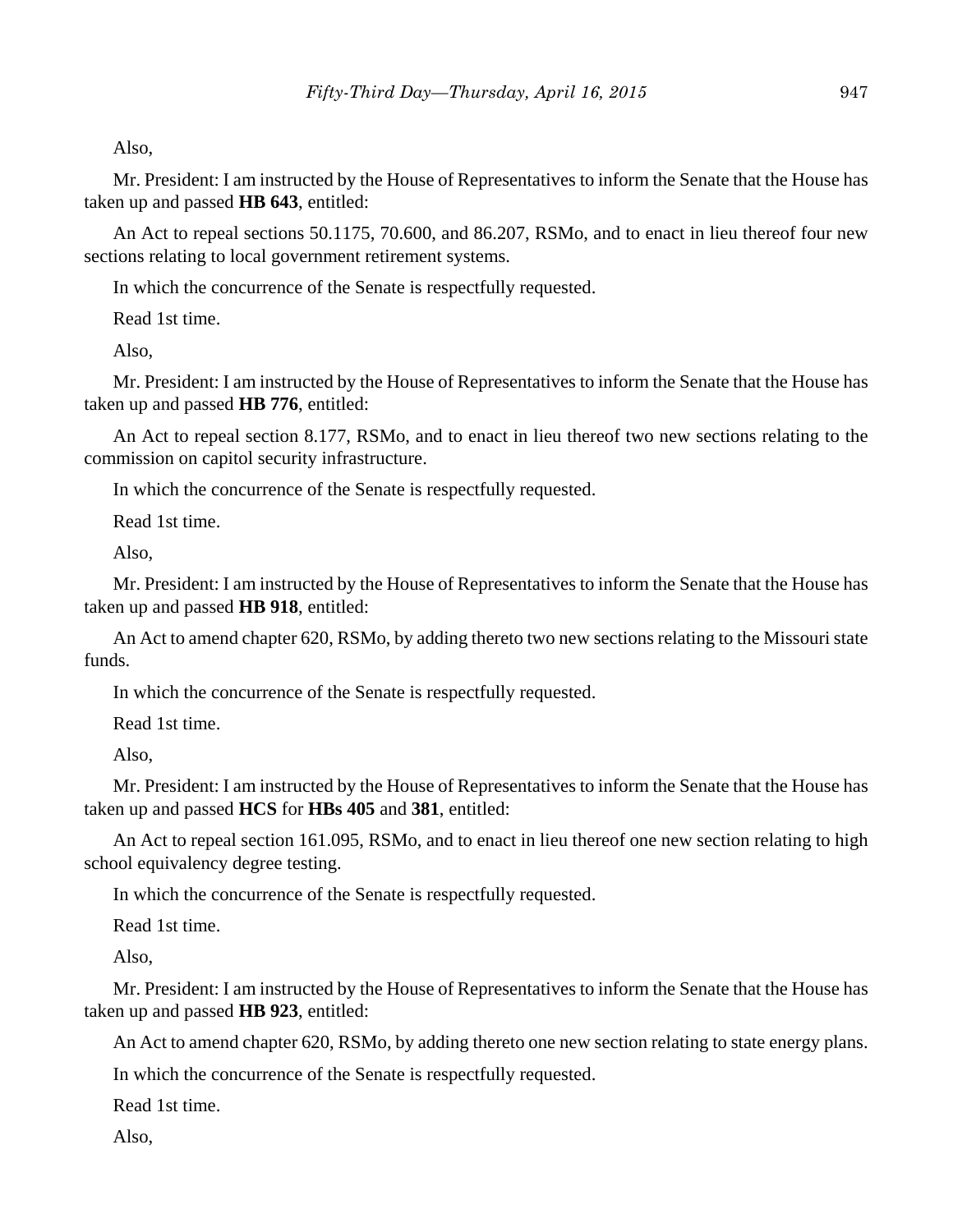Also,

Mr. President: I am instructed by the House of Representatives to inform the Senate that the House has taken up and passed **HB 643**, entitled:

An Act to repeal sections 50.1175, 70.600, and 86.207, RSMo, and to enact in lieu thereof four new sections relating to local government retirement systems.

In which the concurrence of the Senate is respectfully requested.

Read 1st time.

Also,

Mr. President: I am instructed by the House of Representatives to inform the Senate that the House has taken up and passed **HB 776**, entitled:

An Act to repeal section 8.177, RSMo, and to enact in lieu thereof two new sections relating to the commission on capitol security infrastructure.

In which the concurrence of the Senate is respectfully requested.

Read 1st time.

Also,

Mr. President: I am instructed by the House of Representatives to inform the Senate that the House has taken up and passed **HB 918**, entitled:

An Act to amend chapter 620, RSMo, by adding thereto two new sections relating to the Missouri state funds.

In which the concurrence of the Senate is respectfully requested.

Read 1st time.

Also,

Mr. President: I am instructed by the House of Representatives to inform the Senate that the House has taken up and passed **HCS** for **HBs 405** and **381**, entitled:

An Act to repeal section 161.095, RSMo, and to enact in lieu thereof one new section relating to high school equivalency degree testing.

In which the concurrence of the Senate is respectfully requested.

Read 1st time.

Also,

Mr. President: I am instructed by the House of Representatives to inform the Senate that the House has taken up and passed **HB 923**, entitled:

An Act to amend chapter 620, RSMo, by adding thereto one new section relating to state energy plans.

In which the concurrence of the Senate is respectfully requested.

Read 1st time.

Also,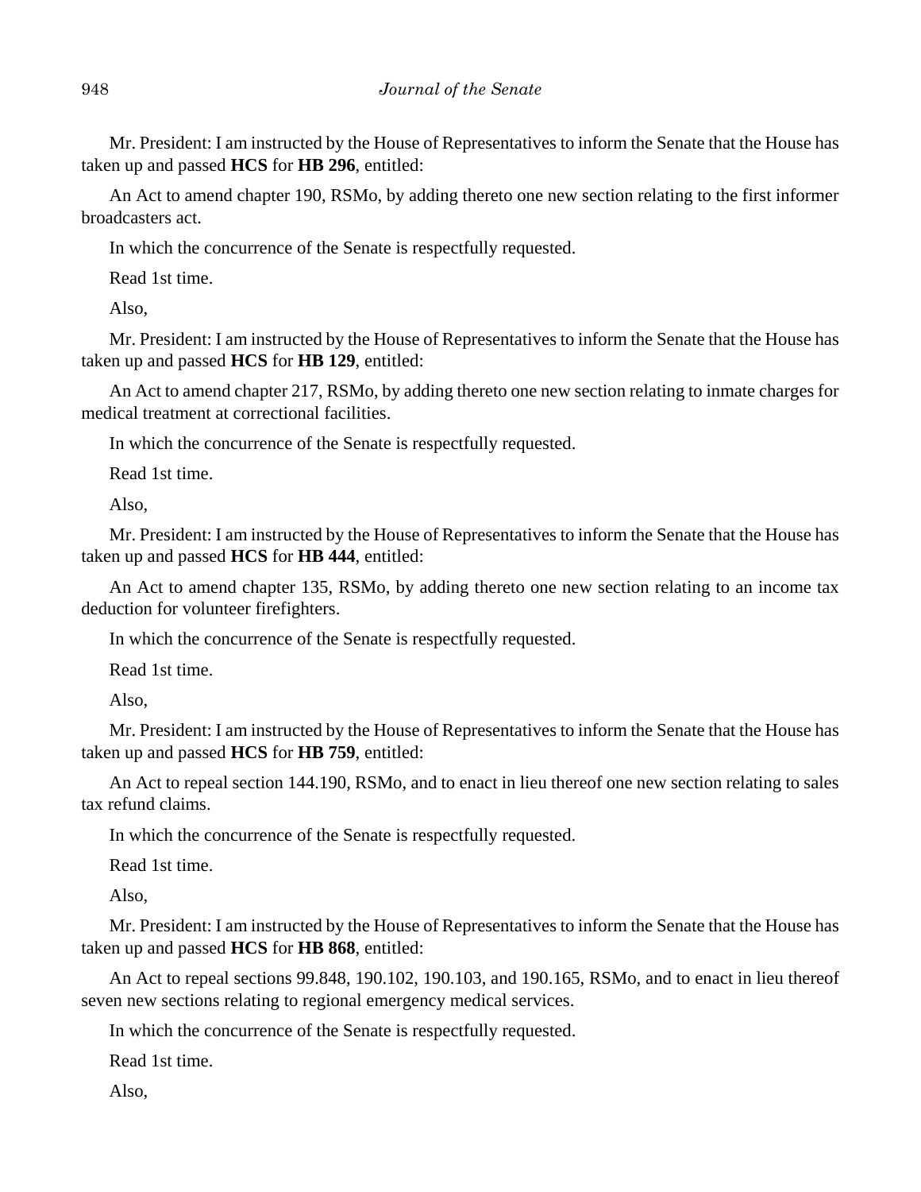Mr. President: I am instructed by the House of Representatives to inform the Senate that the House has taken up and passed **HCS** for **HB 296**, entitled:

An Act to amend chapter 190, RSMo, by adding thereto one new section relating to the first informer broadcasters act.

In which the concurrence of the Senate is respectfully requested.

Read 1st time.

Also,

Mr. President: I am instructed by the House of Representatives to inform the Senate that the House has taken up and passed **HCS** for **HB 129**, entitled:

An Act to amend chapter 217, RSMo, by adding thereto one new section relating to inmate charges for medical treatment at correctional facilities.

In which the concurrence of the Senate is respectfully requested.

Read 1st time.

Also,

Mr. President: I am instructed by the House of Representatives to inform the Senate that the House has taken up and passed **HCS** for **HB 444**, entitled:

An Act to amend chapter 135, RSMo, by adding thereto one new section relating to an income tax deduction for volunteer firefighters.

In which the concurrence of the Senate is respectfully requested.

Read 1st time.

Also,

Mr. President: I am instructed by the House of Representatives to inform the Senate that the House has taken up and passed **HCS** for **HB 759**, entitled:

An Act to repeal section 144.190, RSMo, and to enact in lieu thereof one new section relating to sales tax refund claims.

In which the concurrence of the Senate is respectfully requested.

Read 1st time.

Also,

Mr. President: I am instructed by the House of Representatives to inform the Senate that the House has taken up and passed **HCS** for **HB 868**, entitled:

An Act to repeal sections 99.848, 190.102, 190.103, and 190.165, RSMo, and to enact in lieu thereof seven new sections relating to regional emergency medical services.

In which the concurrence of the Senate is respectfully requested.

Read 1st time.

Also,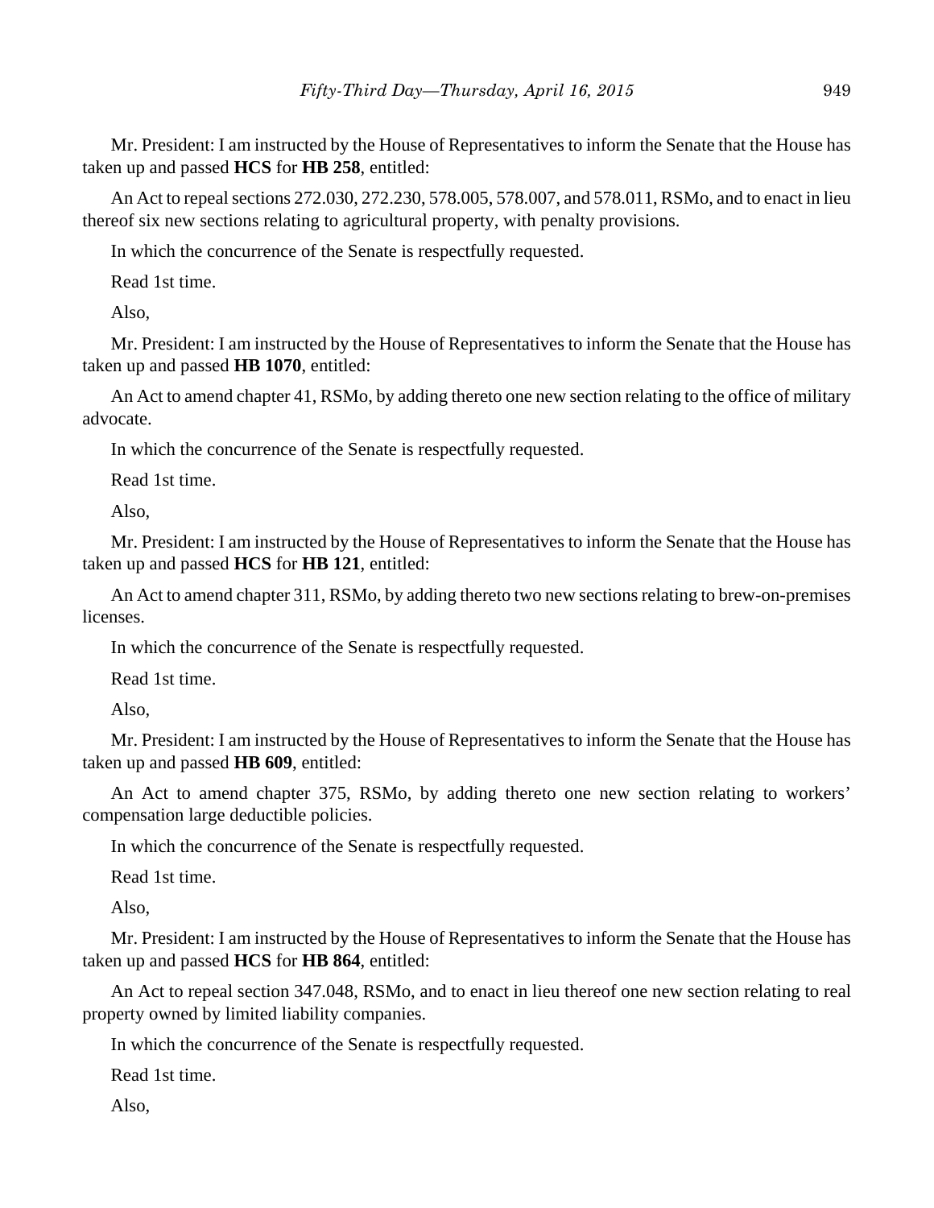Mr. President: I am instructed by the House of Representatives to inform the Senate that the House has taken up and passed **HCS** for **HB 258**, entitled:

An Act to repeal sections 272.030, 272.230, 578.005, 578.007, and 578.011, RSMo, and to enact in lieu thereof six new sections relating to agricultural property, with penalty provisions.

In which the concurrence of the Senate is respectfully requested.

Read 1st time.

Also,

Mr. President: I am instructed by the House of Representatives to inform the Senate that the House has taken up and passed **HB 1070**, entitled:

An Act to amend chapter 41, RSMo, by adding thereto one new section relating to the office of military advocate.

In which the concurrence of the Senate is respectfully requested.

Read 1st time.

Also,

Mr. President: I am instructed by the House of Representatives to inform the Senate that the House has taken up and passed **HCS** for **HB 121**, entitled:

An Act to amend chapter 311, RSMo, by adding thereto two new sections relating to brew-on-premises licenses.

In which the concurrence of the Senate is respectfully requested.

Read 1st time.

Also,

Mr. President: I am instructed by the House of Representatives to inform the Senate that the House has taken up and passed **HB 609**, entitled:

An Act to amend chapter 375, RSMo, by adding thereto one new section relating to workers' compensation large deductible policies.

In which the concurrence of the Senate is respectfully requested.

Read 1st time.

Also,

Mr. President: I am instructed by the House of Representatives to inform the Senate that the House has taken up and passed **HCS** for **HB 864**, entitled:

An Act to repeal section 347.048, RSMo, and to enact in lieu thereof one new section relating to real property owned by limited liability companies.

In which the concurrence of the Senate is respectfully requested.

Read 1st time.

Also,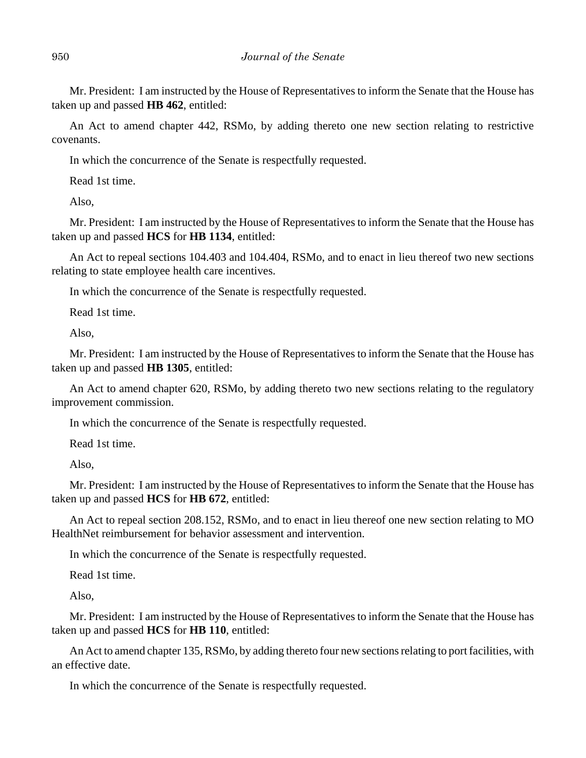Mr. President: I am instructed by the House of Representatives to inform the Senate that the House has taken up and passed **HB 462**, entitled:

An Act to amend chapter 442, RSMo, by adding thereto one new section relating to restrictive covenants.

In which the concurrence of the Senate is respectfully requested.

Read 1st time.

Also,

Mr. President: I am instructed by the House of Representatives to inform the Senate that the House has taken up and passed **HCS** for **HB 1134**, entitled:

An Act to repeal sections 104.403 and 104.404, RSMo, and to enact in lieu thereof two new sections relating to state employee health care incentives.

In which the concurrence of the Senate is respectfully requested.

Read 1st time.

Also,

Mr. President: I am instructed by the House of Representatives to inform the Senate that the House has taken up and passed **HB 1305**, entitled:

An Act to amend chapter 620, RSMo, by adding thereto two new sections relating to the regulatory improvement commission.

In which the concurrence of the Senate is respectfully requested.

Read 1st time.

Also,

Mr. President: I am instructed by the House of Representatives to inform the Senate that the House has taken up and passed **HCS** for **HB 672**, entitled:

An Act to repeal section 208.152, RSMo, and to enact in lieu thereof one new section relating to MO HealthNet reimbursement for behavior assessment and intervention.

In which the concurrence of the Senate is respectfully requested.

Read 1st time.

Also,

Mr. President: I am instructed by the House of Representatives to inform the Senate that the House has taken up and passed **HCS** for **HB 110**, entitled:

An Act to amend chapter 135, RSMo, by adding thereto four new sections relating to port facilities, with an effective date.

In which the concurrence of the Senate is respectfully requested.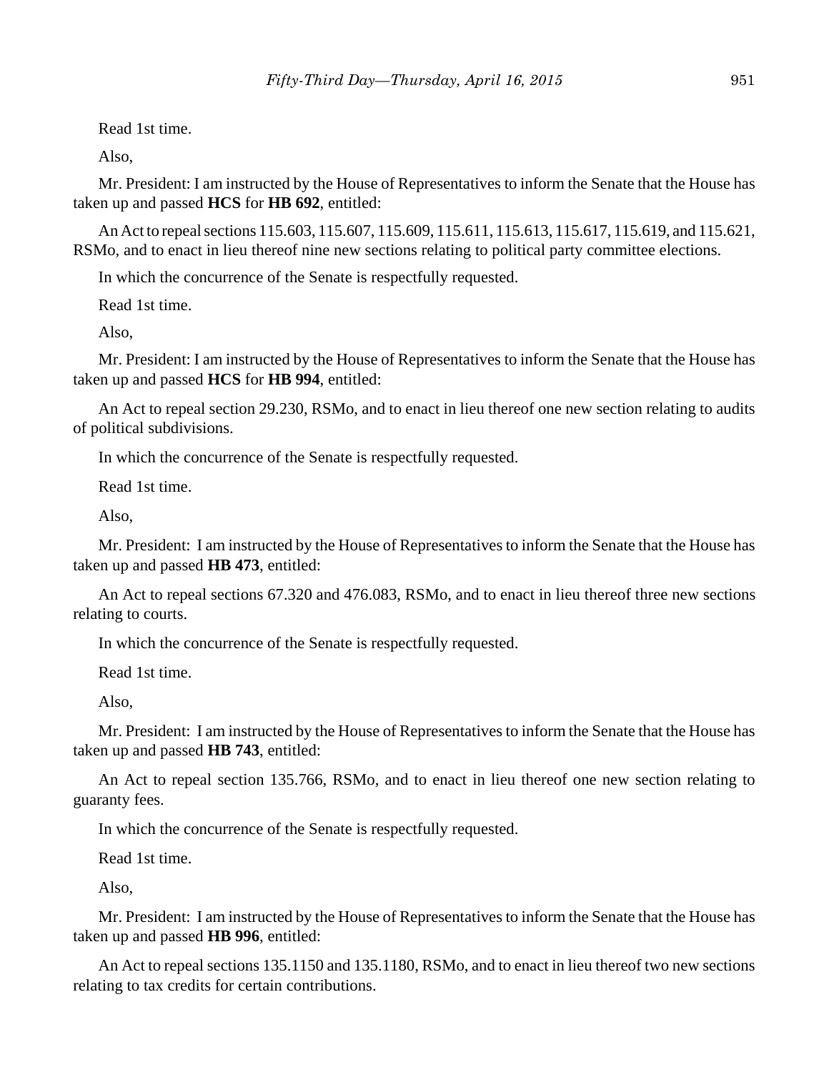Read 1st time.

Also,

Mr. President: I am instructed by the House of Representatives to inform the Senate that the House has taken up and passed **HCS** for **HB 692**, entitled:

An Act to repeal sections 115.603, 115.607, 115.609, 115.611, 115.613, 115.617, 115.619, and 115.621, RSMo, and to enact in lieu thereof nine new sections relating to political party committee elections.

In which the concurrence of the Senate is respectfully requested.

Read 1st time.

Also,

Mr. President: I am instructed by the House of Representatives to inform the Senate that the House has taken up and passed **HCS** for **HB 994**, entitled:

An Act to repeal section 29.230, RSMo, and to enact in lieu thereof one new section relating to audits of political subdivisions.

In which the concurrence of the Senate is respectfully requested.

Read 1st time.

Also,

Mr. President: I am instructed by the House of Representatives to inform the Senate that the House has taken up and passed **HB 473**, entitled:

An Act to repeal sections 67.320 and 476.083, RSMo, and to enact in lieu thereof three new sections relating to courts.

In which the concurrence of the Senate is respectfully requested.

Read 1st time.

Also,

Mr. President: I am instructed by the House of Representatives to inform the Senate that the House has taken up and passed **HB 743**, entitled:

An Act to repeal section 135.766, RSMo, and to enact in lieu thereof one new section relating to guaranty fees.

In which the concurrence of the Senate is respectfully requested.

Read 1st time.

Also,

Mr. President: I am instructed by the House of Representatives to inform the Senate that the House has taken up and passed **HB 996**, entitled:

An Act to repeal sections 135.1150 and 135.1180, RSMo, and to enact in lieu thereof two new sections relating to tax credits for certain contributions.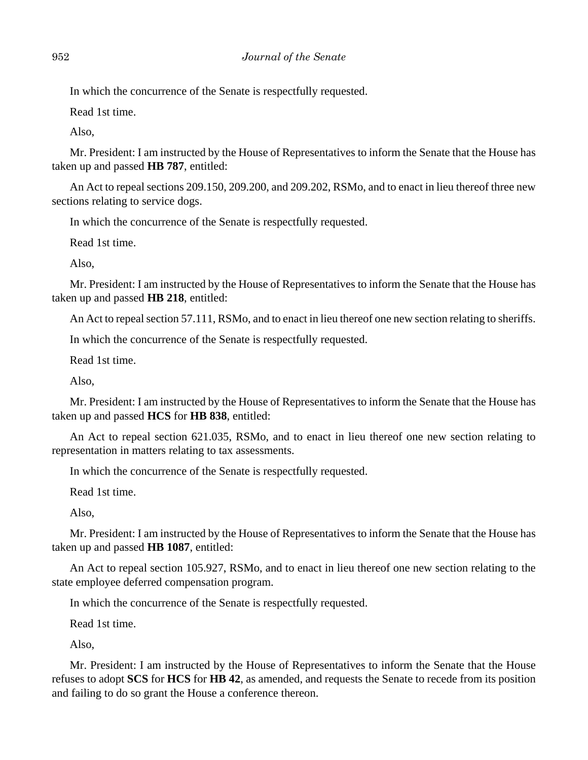In which the concurrence of the Senate is respectfully requested.

Read 1st time.

Also,

Mr. President: I am instructed by the House of Representatives to inform the Senate that the House has taken up and passed **HB 787**, entitled:

An Act to repeal sections 209.150, 209.200, and 209.202, RSMo, and to enact in lieu thereof three new sections relating to service dogs.

In which the concurrence of the Senate is respectfully requested.

Read 1st time.

Also,

Mr. President: I am instructed by the House of Representatives to inform the Senate that the House has taken up and passed **HB 218**, entitled:

An Act to repeal section 57.111, RSMo, and to enact in lieu thereof one new section relating to sheriffs.

In which the concurrence of the Senate is respectfully requested.

Read 1st time.

Also,

Mr. President: I am instructed by the House of Representatives to inform the Senate that the House has taken up and passed **HCS** for **HB 838**, entitled:

An Act to repeal section 621.035, RSMo, and to enact in lieu thereof one new section relating to representation in matters relating to tax assessments.

In which the concurrence of the Senate is respectfully requested.

Read 1st time.

Also,

Mr. President: I am instructed by the House of Representatives to inform the Senate that the House has taken up and passed **HB 1087**, entitled:

An Act to repeal section 105.927, RSMo, and to enact in lieu thereof one new section relating to the state employee deferred compensation program.

In which the concurrence of the Senate is respectfully requested.

Read 1st time.

Also,

Mr. President: I am instructed by the House of Representatives to inform the Senate that the House refuses to adopt **SCS** for **HCS** for **HB 42**, as amended, and requests the Senate to recede from its position and failing to do so grant the House a conference thereon.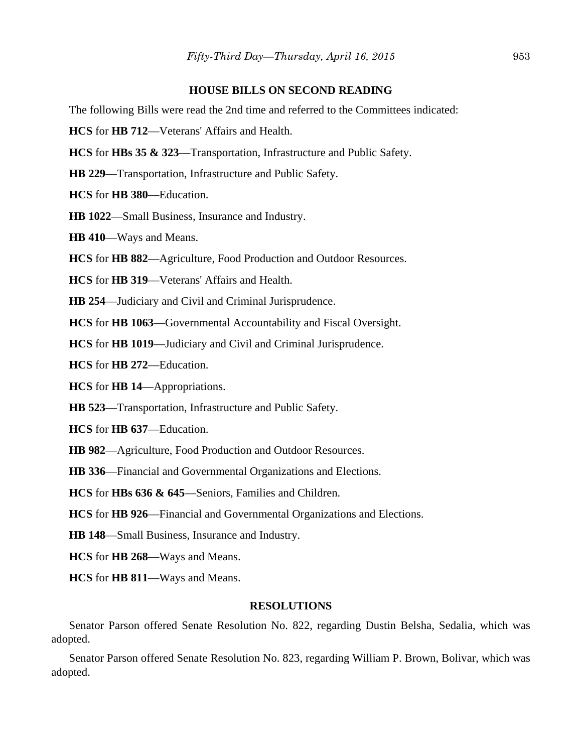## HOUSE BILLS ON SECOND READING

The following Bills were read the 2nd time and referred to the Committees indicated:

**HCS** for **HB 712**—Veterans' Affairs and Health.

**HCS** for **HBs 35 & 323**—Transportation, Infrastructure and Public Safety.

**HB 229**—Transportation, Infrastructure and Public Safety.

**HCS** for **HB 380**—Education.

**HB 1022**—Small Business, Insurance and Industry.

**HB 410**—Ways and Means.

**HCS** for **HB 882**—Agriculture, Food Production and Outdoor Resources.

**HCS** for **HB 319**—Veterans' Affairs and Health.

**HB 254**—Judiciary and Civil and Criminal Jurisprudence.

**HCS** for **HB 1063**—Governmental Accountability and Fiscal Oversight.

**HCS** for **HB 1019**—Judiciary and Civil and Criminal Jurisprudence.

**HCS** for **HB 272**—Education.

**HCS** for **HB 14**—Appropriations.

**HB 523**—Transportation, Infrastructure and Public Safety.

**HCS** for **HB 637**—Education.

**HB 982**—Agriculture, Food Production and Outdoor Resources.

**HB 336**—Financial and Governmental Organizations and Elections.

**HCS** for **HBs 636 & 645**—Seniors, Families and Children.

**HCS** for **HB 926**—Financial and Governmental Organizations and Elections.

**HB 148**—Small Business, Insurance and Industry.

**HCS** for **HB 268**—Ways and Means.

**HCS** for **HB 811**—Ways and Means.

## RESOLUTIONS

Senator Parson offered Senate Resolution No. 822, regarding Dustin Belsha, Sedalia, which was adopted.

Senator Parson offered Senate Resolution No. 823, regarding William P. Brown, Bolivar, which was adopted.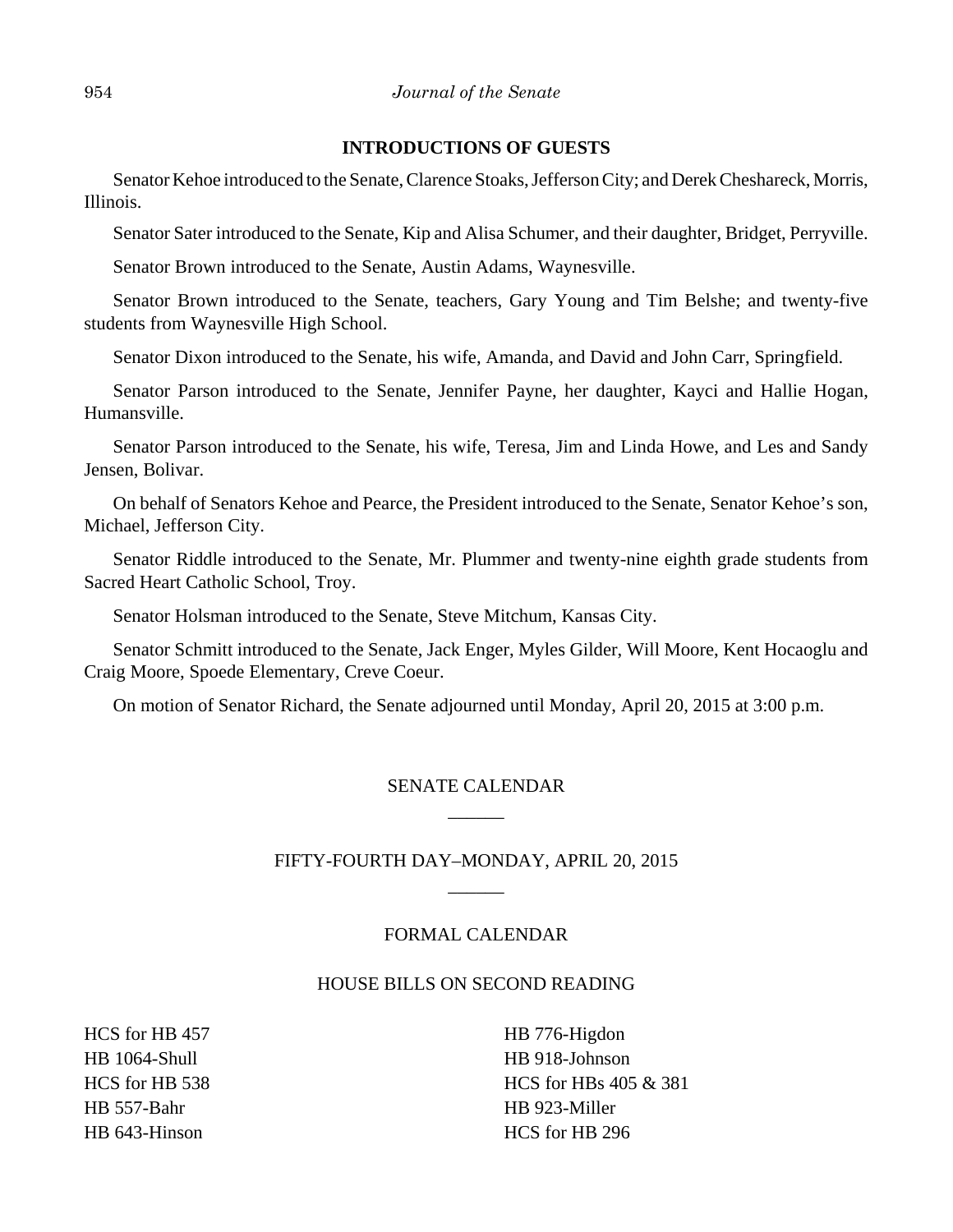## INTRODUCTIONS OF GUESTS

Senator Kehoe introduced to the Senate, Clarence Stoaks, Jefferson City; and Derek Cheshareck, Morris, Illinois.

Senator Sater introduced to the Senate, Kip and Alisa Schumer, and their daughter, Bridget, Perryville.

Senator Brown introduced to the Senate, Austin Adams, Waynesville.

Senator Brown introduced to the Senate, teachers, Gary Young and Tim Belshe; and twenty-five students from Waynesville High School.

Senator Dixon introduced to the Senate, his wife, Amanda, and David and John Carr, Springfield.

Senator Parson introduced to the Senate, Jennifer Payne, her daughter, Kayci and Hallie Hogan, Humansville.

Senator Parson introduced to the Senate, his wife, Teresa, Jim and Linda Howe, and Les and Sandy Jensen, Bolivar.

On behalf of Senators Kehoe and Pearce, the President introduced to the Senate, Senator Kehoe's son, Michael, Jefferson City.

Senator Riddle introduced to the Senate, Mr. Plummer and twenty-nine eighth grade students from Sacred Heart Catholic School, Troy.

Senator Holsman introduced to the Senate, Steve Mitchum, Kansas City.

Senator Schmitt introduced to the Senate, Jack Enger, Myles Gilder, Will Moore, Kent Hocaoglu and Craig Moore, Spoede Elementary, Creve Coeur.

On motion of Senator Richard, the Senate adjourned until Monday, April 20, 2015 at 3:00 p.m.

SENATE CALENDAR

\_\_\_\_\_\_

FIFTY-FOURTH DAY–MONDAY, APRIL 20, 2015

\_\_\_\_\_\_

FORMAL CALENDAR

HOUSE BILLS ON SECOND READING

HCS for HB 457
HB 1064-Shull
HCS for HB 538
HB 557-Bahr
HB 643-Hinson
HB 776-Higdon
HB 918-Johnson
HCS for HBs 405 & 381
HB 923-Miller
HCS for HB 296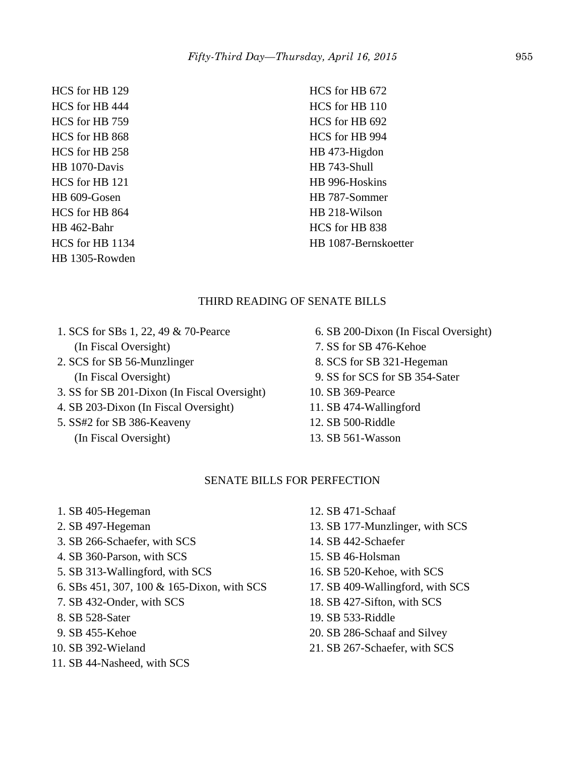HCS for HB 129
HCS for HB 444
HCS for HB 759
HCS for HB 868
HCS for HB 258
HB 1070-Davis
HCS for HB 121
HB 609-Gosen
HCS for HB 864
HB 462-Bahr
HCS for HB 1134
HB 1305-Rowden
HCS for HB 672
HCS for HB 110
HCS for HB 692
HCS for HB 994
HB 473-Higdon
HB 743-Shull
HB 996-Hoskins
HB 787-Sommer
HB 218-Wilson
HCS for HB 838
HB 1087-Bernskoetter

## THIRD READING OF SENATE BILLS

1. SCS for SBs 1, 22, 49 & 70-Pearce (In Fiscal Oversight)
2. SCS for SB 56-Munzlinger (In Fiscal Oversight)
3. SS for SB 201-Dixon (In Fiscal Oversight)
4. SB 203-Dixon (In Fiscal Oversight)
5. SS#2 for SB 386-Keaveny (In Fiscal Oversight)
6. SB 200-Dixon (In Fiscal Oversight)
7. SS for SB 476-Kehoe
8. SCS for SB 321-Hegeman
9. SS for SCS for SB 354-Sater
10. SB 369-Pearce
11. SB 474-Wallingford
12. SB 500-Riddle
13. SB 561-Wasson

## SENATE BILLS FOR PERFECTION

1. SB 405-Hegeman
2. SB 497-Hegeman
3. SB 266-Schaefer, with SCS
4. SB 360-Parson, with SCS
5. SB 313-Wallingford, with SCS
6. SBs 451, 307, 100 & 165-Dixon, with SCS
7. SB 432-Onder, with SCS
8. SB 528-Sater
9. SB 455-Kehoe
10. SB 392-Wieland
11. SB 44-Nasheed, with SCS
12. SB 471-Schaaf
13. SB 177-Munzlinger, with SCS
14. SB 442-Schaefer
15. SB 46-Holsman
16. SB 520-Kehoe, with SCS
17. SB 409-Wallingford, with SCS
18. SB 427-Sifton, with SCS
19. SB 533-Riddle
20. SB 286-Schaaf and Silvey
21. SB 267-Schaefer, with SCS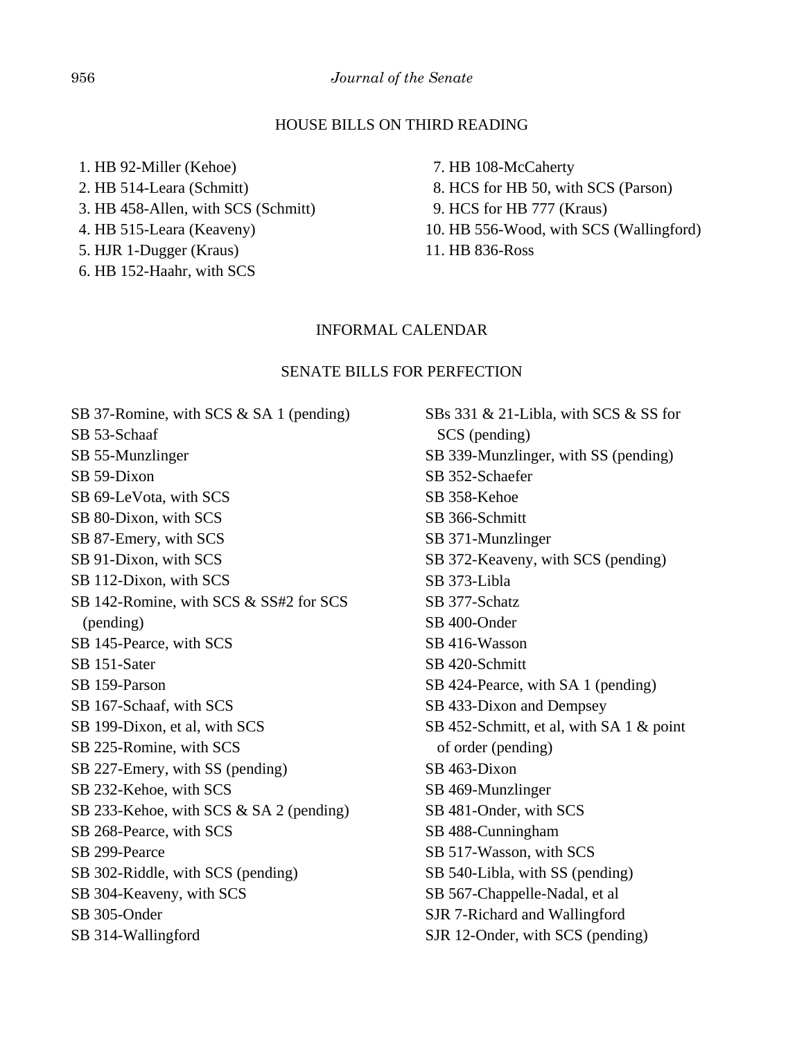## HOUSE BILLS ON THIRD READING

1. HB 92-Miller (Kehoe)
2. HB 514-Leara (Schmitt)
3. HB 458-Allen, with SCS (Schmitt)
4. HB 515-Leara (Keaveny)
5. HJR 1-Dugger (Kraus)
6. HB 152-Haahr, with SCS
7. HB 108-McCaherty
8. HCS for HB 50, with SCS (Parson)
9. HCS for HB 777 (Kraus)
10. HB 556-Wood, with SCS (Wallingford)
11. HB 836-Ross

## INFORMAL CALENDAR

### SENATE BILLS FOR PERFECTION

SB 37-Romine, with SCS & SA 1 (pending)
SB 53-Schaaf
SB 55-Munzlinger
SB 59-Dixon
SB 69-LeVota, with SCS
SB 80-Dixon, with SCS
SB 87-Emery, with SCS
SB 91-Dixon, with SCS
SB 112-Dixon, with SCS
SB 142-Romine, with SCS & SS#2 for SCS (pending)
SB 145-Pearce, with SCS
SB 151-Sater
SB 159-Parson
SB 167-Schaaf, with SCS
SB 199-Dixon, et al, with SCS
SB 225-Romine, with SCS
SB 227-Emery, with SS (pending)
SB 232-Kehoe, with SCS
SB 233-Kehoe, with SCS & SA 2 (pending)
SB 268-Pearce, with SCS
SB 299-Pearce
SB 302-Riddle, with SCS (pending)
SB 304-Keaveny, with SCS
SB 305-Onder
SB 314-Wallingford
SBs 331 & 21-Libla, with SCS & SS for SCS (pending)
SB 339-Munzlinger, with SS (pending)
SB 352-Schaefer
SB 358-Kehoe
SB 366-Schmitt
SB 371-Munzlinger
SB 372-Keaveny, with SCS (pending)
SB 373-Libla
SB 377-Schatz
SB 400-Onder
SB 416-Wasson
SB 420-Schmitt
SB 424-Pearce, with SA 1 (pending)
SB 433-Dixon and Dempsey
SB 452-Schmitt, et al, with SA 1 & point of order (pending)
SB 463-Dixon
SB 469-Munzlinger
SB 481-Onder, with SCS
SB 488-Cunningham
SB 517-Wasson, with SCS
SB 540-Libla, with SS (pending)
SB 567-Chappelle-Nadal, et al
SJR 7-Richard and Wallingford
SJR 12-Onder, with SCS (pending)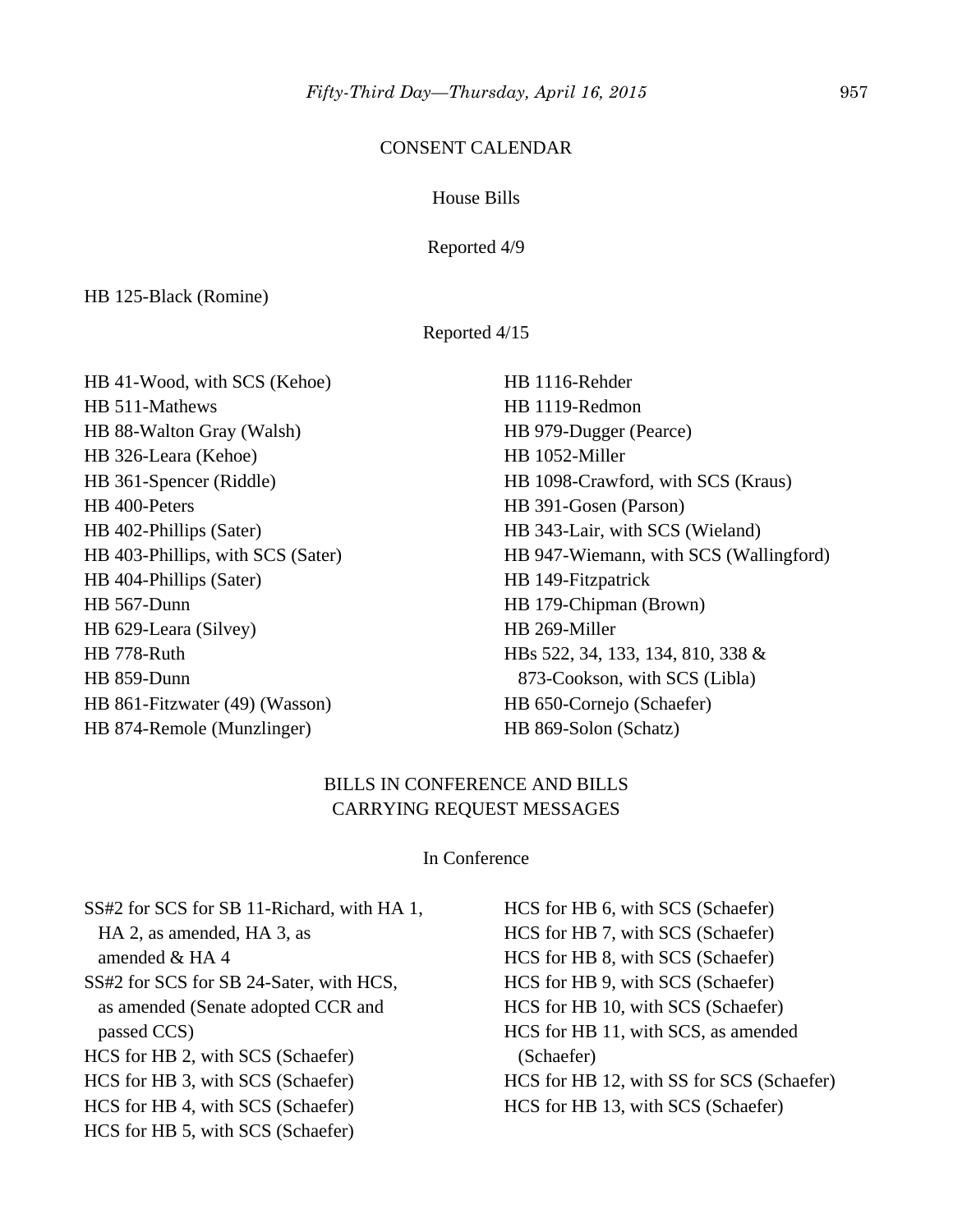## CONSENT CALENDAR

### House Bills

Reported 4/9

HB 125-Black (Romine)

Reported 4/15

HB 41-Wood, with SCS (Kehoe)
HB 511-Mathews
HB 88-Walton Gray (Walsh)
HB 326-Leara (Kehoe)
HB 361-Spencer (Riddle)
HB 400-Peters
HB 402-Phillips (Sater)
HB 403-Phillips, with SCS (Sater)
HB 404-Phillips (Sater)
HB 567-Dunn
HB 629-Leara (Silvey)
HB 778-Ruth
HB 859-Dunn
HB 861-Fitzwater (49) (Wasson)
HB 874-Remole (Munzlinger)
HB 1116-Rehder
HB 1119-Redmon
HB 979-Dugger (Pearce)
HB 1052-Miller
HB 1098-Crawford, with SCS (Kraus)
HB 391-Gosen (Parson)
HB 343-Lair, with SCS (Wieland)
HB 947-Wiemann, with SCS (Wallingford)
HB 149-Fitzpatrick
HB 179-Chipman (Brown)
HB 269-Miller
HBs 522, 34, 133, 134, 810, 338 & 873-Cookson, with SCS (Libla)
HB 650-Cornejo (Schaefer)
HB 869-Solon (Schatz)

## BILLS IN CONFERENCE AND BILLS CARRYING REQUEST MESSAGES

### In Conference

SS#2 for SCS for SB 11-Richard, with HA 1, HA 2, as amended, HA 3, as amended & HA 4
SS#2 for SCS for SB 24-Sater, with HCS, as amended (Senate adopted CCR and passed CCS)
HCS for HB 2, with SCS (Schaefer)
HCS for HB 3, with SCS (Schaefer)
HCS for HB 4, with SCS (Schaefer)
HCS for HB 5, with SCS (Schaefer)
HCS for HB 6, with SCS (Schaefer)
HCS for HB 7, with SCS (Schaefer)
HCS for HB 8, with SCS (Schaefer)
HCS for HB 9, with SCS (Schaefer)
HCS for HB 10, with SCS (Schaefer)
HCS for HB 11, with SCS, as amended (Schaefer)
HCS for HB 12, with SS for SCS (Schaefer)
HCS for HB 13, with SCS (Schaefer)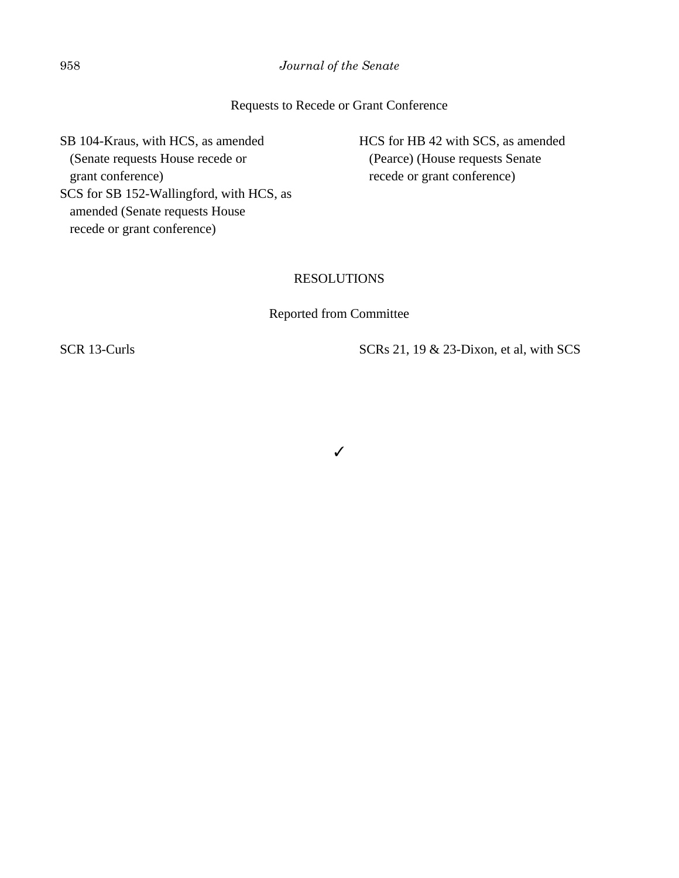Requests to Recede or Grant Conference

SB 104-Kraus, with HCS, as amended (Senate requests House recede or grant conference)

SCS for SB 152-Wallingford, with HCS, as amended (Senate requests House recede or grant conference)

HCS for HB 42 with SCS, as amended (Pearce) (House requests Senate recede or grant conference)

RESOLUTIONS

Reported from Committee

SCR 13-Curls

SCRs 21, 19 & 23-Dixon, et al, with SCS

✓